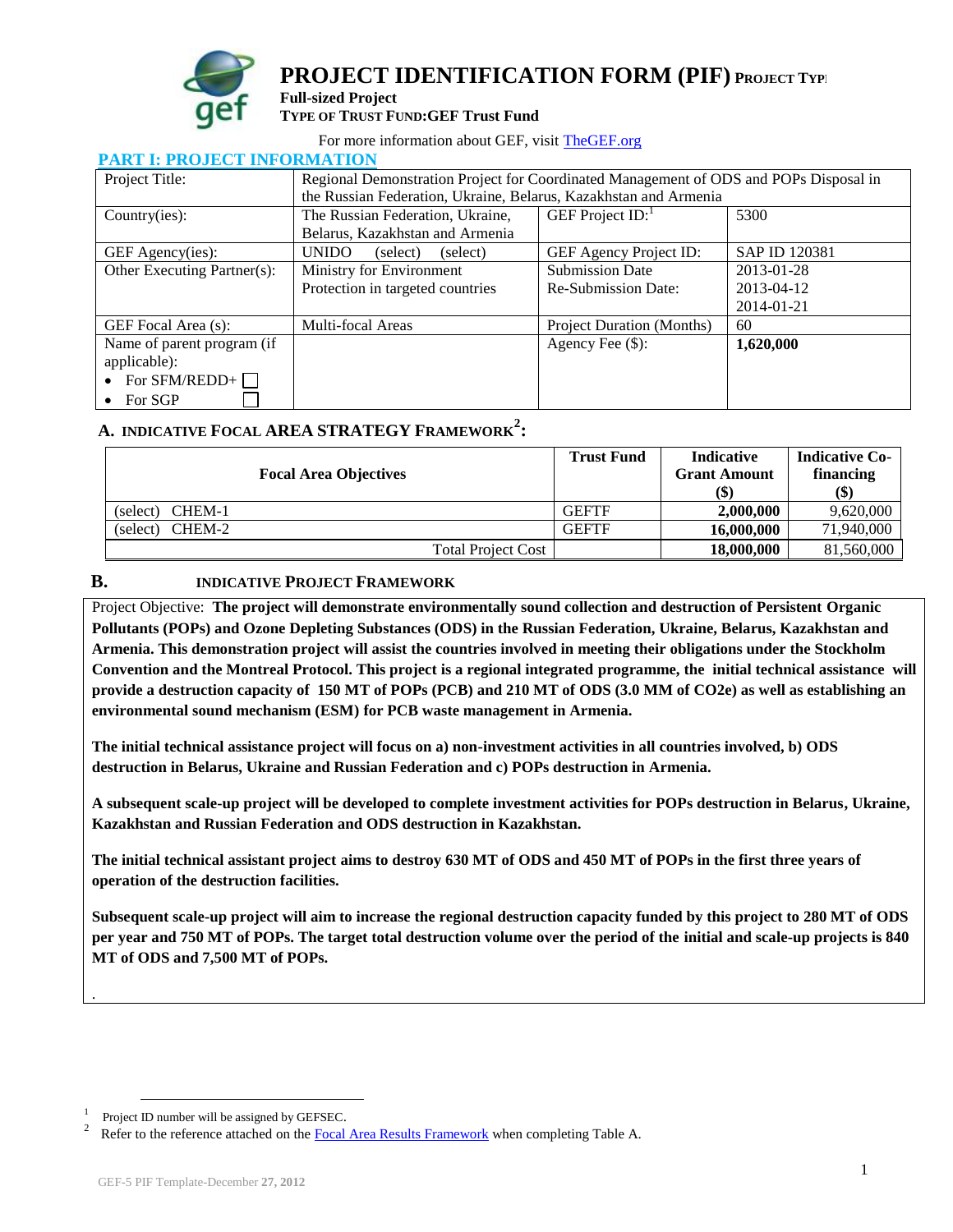# PROJECT IDENTIFICATION FORM (PIF) PROJECT TYPE

**Full-sized Project**

**TYPE OF TRUST FUND: GEF Trust Fund**

For more information about GEF, visit TheGEF.org

## PART I: PROJECT INFORMATION

| Project Title: | Regional Demonstration Project for Coordinated Management of ODS and POPs Disposal in the Russian Federation, Ukraine, Belarus, Kazakhstan and Armenia | | |
|---|---|---|---|
| Country(ies): | The Russian Federation, Ukraine, Belarus, Kazakhstan and Armenia | GEF Project ID:[1] | 5300 |
| GEF Agency(ies): | UNIDO (select) (select) | GEF Agency Project ID: | SAP ID 120381 |
| Other Executing Partner(s): | Ministry for Environment Protection in targeted countries | Submission Date<br>Re-Submission Date: | 2013-01-28<br>2013-04-12<br>2014-01-21 |
| GEF Focal Area (s): | Multi-focal Areas | Project Duration (Months) | 60 |
| Name of parent program (if applicable):<br>• For SFM/REDD+ ☐<br>• For SGP ☐ | | Agency Fee ($): | **1,620,000** |

### A. INDICATIVE FOCAL AREA STRATEGY FRAMEWORK[2]:

| Focal Area Objectives | Trust Fund | Indicative Grant Amount ($) | Indicative Co-financing ($) |
|---|---|---|---|
| (select) CHEM-1 | GEFTF | **2,000,000** | 9,620,000 |
| (select) CHEM-2 | GEFTF | **16,000,000** | 71,940,000 |
| Total Project Cost | | **18,000,000** | 81,560,000 |

### B. INDICATIVE PROJECT FRAMEWORK

Project Objective: **The project will demonstrate environmentally sound collection and destruction of Persistent Organic Pollutants (POPs) and Ozone Depleting Substances (ODS) in the Russian Federation, Ukraine, Belarus, Kazakhstan and Armenia. This demonstration project will assist the countries involved in meeting their obligations under the Stockholm Convention and the Montreal Protocol. This project is a regional integrated programme, the initial technical assistance will provide a destruction capacity of 150 MT of POPs (PCB) and 210 MT of ODS (3.0 MM of CO2e) as well as establishing an environmental sound mechanism (ESM) for PCB waste management in Armenia.**

**The initial technical assistance project will focus on a) non-investment activities in all countries involved, b) ODS destruction in Belarus, Ukraine and Russian Federation and c) POPs destruction in Armenia.**

**A subsequent scale-up project will be developed to complete investment activities for POPs destruction in Belarus, Ukraine, Kazakhstan and Russian Federation and ODS destruction in Kazakhstan.**

**The initial technical assistant project aims to destroy 630 MT of ODS and 450 MT of POPs in the first three years of operation of the destruction facilities.**

**Subsequent scale-up project will aim to increase the regional destruction capacity funded by this project to 280 MT of ODS per year and 750 MT of POPs. The target total destruction volume over the period of the initial and scale-up projects is 840 MT of ODS and 7,500 MT of POPs.**

.

---

[1] Project ID number will be assigned by GEFSEC.

[2] Refer to the reference attached on the Focal Area Results Framework when completing Table A.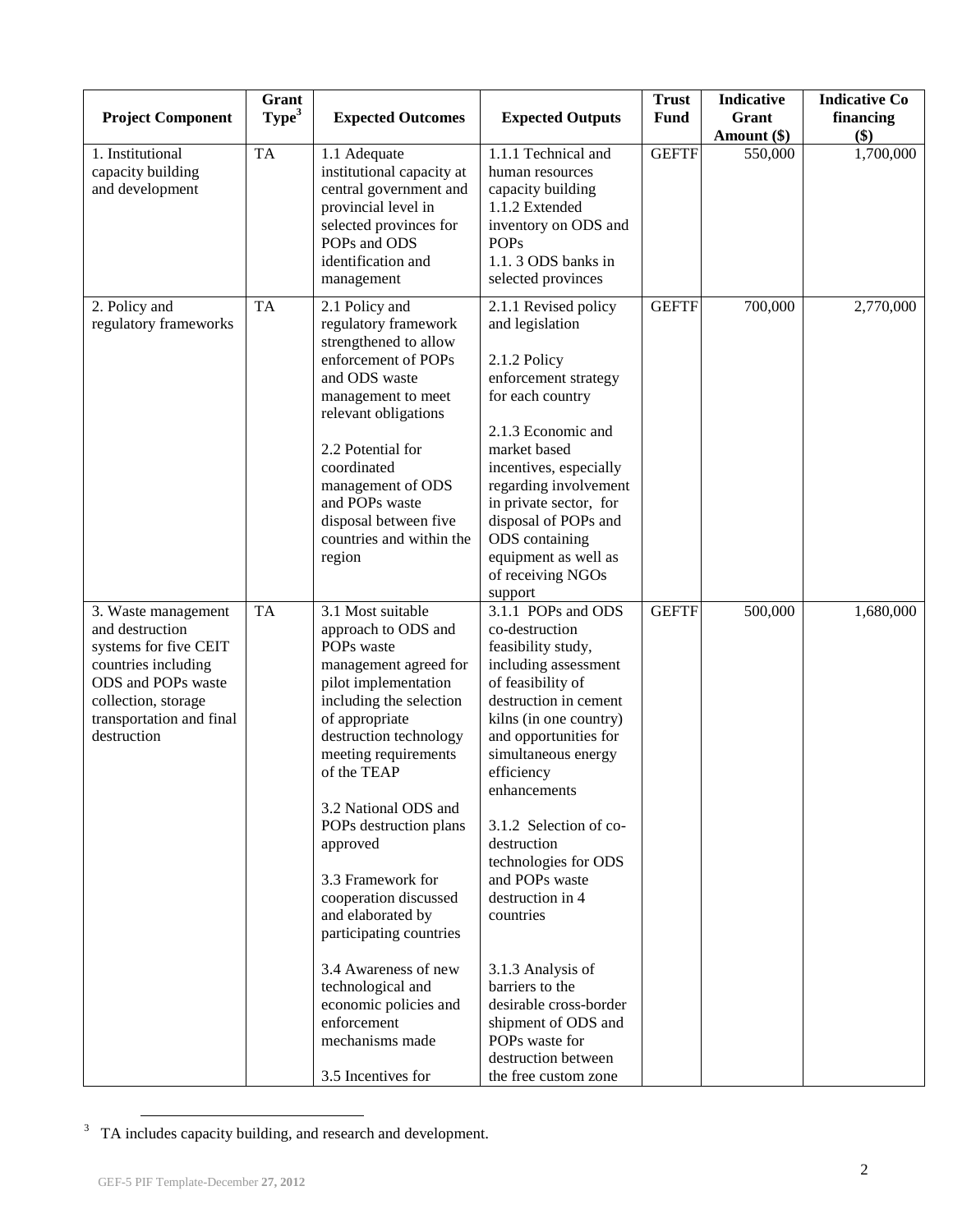| Project Component | Grant Type[3] | Expected Outcomes | Expected Outputs | Trust Fund | Indicative Grant Amount ($) | Indicative Co financing ($) |
|---|---|---|---|---|---|---|
| 1. Institutional capacity building and development | TA | 1.1 Adequate institutional capacity at central government and provincial level in selected provinces for POPs and ODS identification and management | 1.1.1 Technical and human resources capacity building<br>1.1.2 Extended inventory on ODS and POPs<br>1.1. 3 ODS banks in selected provinces | GEFTF | 550,000 | 1,700,000 |
| 2. Policy and regulatory frameworks | TA | 2.1 Policy and regulatory framework strengthened to allow enforcement of POPs and ODS waste management to meet relevant obligations<br><br>2.2 Potential for coordinated management of ODS and POPs waste disposal between five countries and within the region | 2.1.1 Revised policy and legislation<br><br>2.1.2 Policy enforcement strategy for each country<br><br>2.1.3 Economic and market based incentives, especially regarding involvement in private sector, for disposal of POPs and ODS containing equipment as well as of receiving NGOs support | GEFTF | 700,000 | 2,770,000 |
| 3. Waste management and destruction systems for five CEIT countries including ODS and POPs waste collection, storage transportation and final destruction | TA | 3.1 Most suitable approach to ODS and POPs waste management agreed for pilot implementation including the selection of appropriate destruction technology meeting requirements of the TEAP<br><br>3.2 National ODS and POPs destruction plans approved<br><br>3.3 Framework for cooperation discussed and elaborated by participating countries<br><br>3.4 Awareness of new technological and economic policies and enforcement mechanisms made<br><br>3.5 Incentives for | 3.1.1 POPs and ODS co-destruction feasibility study, including assessment of feasibility of destruction in cement kilns (in one country) and opportunities for simultaneous energy efficiency enhancements<br><br>3.1.2 Selection of co-destruction technologies for ODS and POPs waste destruction in 4 countries<br><br>3.1.3 Analysis of barriers to the desirable cross-border shipment of ODS and POPs waste for destruction between the free custom zone | GEFTF | 500,000 | 1,680,000 |

[3] TA includes capacity building, and research and development.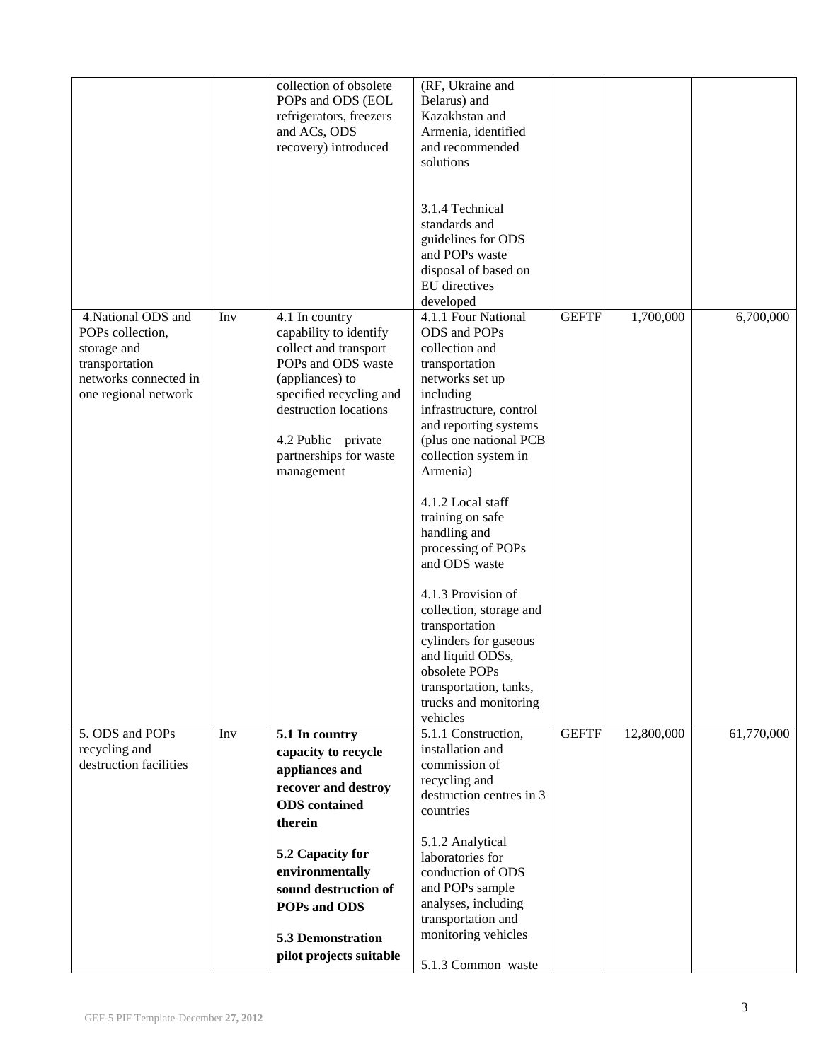| | | | | | | |
|---|---|---|---|---|---|---|
| | | collection of obsolete POPs and ODS (EOL refrigerators, freezers and ACs, ODS recovery) introduced | (RF, Ukraine and Belarus) and Kazakhstan and Armenia, identified and recommended solutions<br><br>3.1.4 Technical standards and guidelines for ODS and POPs waste disposal of based on EU directives developed | | | |
| 4.National ODS and POPs collection, storage and transportation networks connected in one regional network | Inv | 4.1 In country capability to identify collect and transport POPs and ODS waste (appliances) to specified recycling and destruction locations<br><br>4.2 Public – private partnerships for waste management | 4.1.1 Four National ODS and POPs collection and transportation networks set up including infrastructure, control and reporting systems (plus one national PCB collection system in Armenia)<br><br>4.1.2 Local staff training on safe handling and processing of POPs and ODS waste<br><br>4.1.3 Provision of collection, storage and transportation cylinders for gaseous and liquid ODSs, obsolete POPs transportation, tanks, trucks and monitoring vehicles | GEFTF | 1,700,000 | 6,700,000 |
| 5. ODS and POPs recycling and destruction facilities | Inv | **5.1 In country capacity to recycle appliances and recover and destroy ODS contained therein**<br><br>**5.2 Capacity for environmentally sound destruction of POPs and ODS**<br><br>**5.3 Demonstration pilot projects suitable** | 5.1.1 Construction, installation and commission of recycling and destruction centres in 3 countries<br><br>5.1.2 Analytical laboratories for conduction of ODS and POPs sample analyses, including transportation and monitoring vehicles<br><br>5.1.3 Common waste | GEFTF | 12,800,000 | 61,770,000 |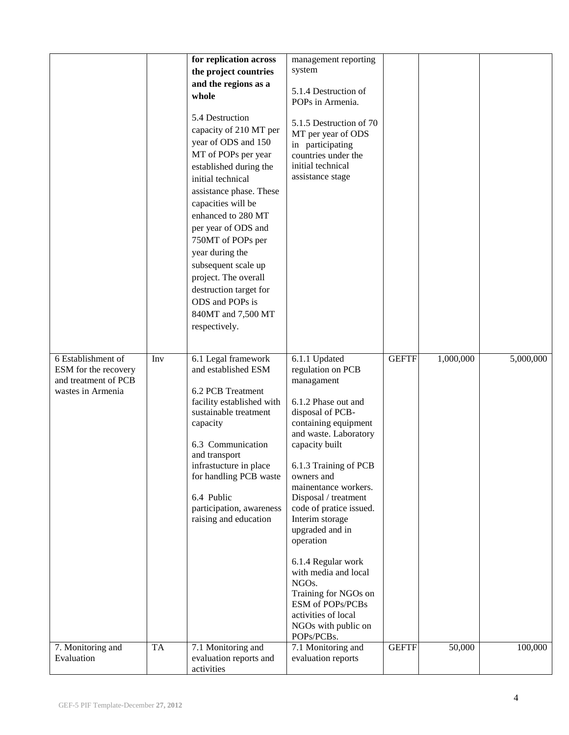| | | **for replication across the project countries and the regions as a whole**<br><br>5.4 Destruction capacity of 210 MT per year of ODS and 150 MT of POPs per year established during the initial technical assistance phase. These capacities will be enhanced to 280 MT per year of ODS and 750MT of POPs per year during the subsequent scale up project. The overall destruction target for ODS and POPs is 840MT and 7,500 MT respectively. | management reporting system<br><br>5.1.4 Destruction of POPs in Armenia.<br><br>5.1.5 Destruction of 70 MT per year of ODS in participating countries under the initial technical assistance stage | | | |
|---|---|---|---|---|---|---|
| 6 Establishment of ESM for the recovery and treatment of PCB wastes in Armenia | Inv | 6.1 Legal framework and established ESM<br><br>6.2 PCB Treatment facility established with sustainable treatment capacity<br><br>6.3 Communication and transport infrastucture in place for handling PCB waste<br><br>6.4 Public participation, awareness raising and education | 6.1.1 Updated regulation on PCB managament<br><br>6.1.2 Phase out and disposal of PCB-containing equipment and waste. Laboratory capacity built<br><br>6.1.3 Training of PCB owners and mainentance workers. Disposal / treatment code of pratice issued. Interim storage upgraded and in operation<br><br>6.1.4 Regular work with media and local NGOs. Training for NGOs on ESM of POPs/PCBs activities of local NGOs with public on POPs/PCBs. | GEFTF | 1,000,000 | 5,000,000 |
| 7. Monitoring and Evaluation | TA | 7.1 Monitoring and evaluation reports and activities | 7.1 Monitoring and evaluation reports | GEFTF | 50,000 | 100,000 |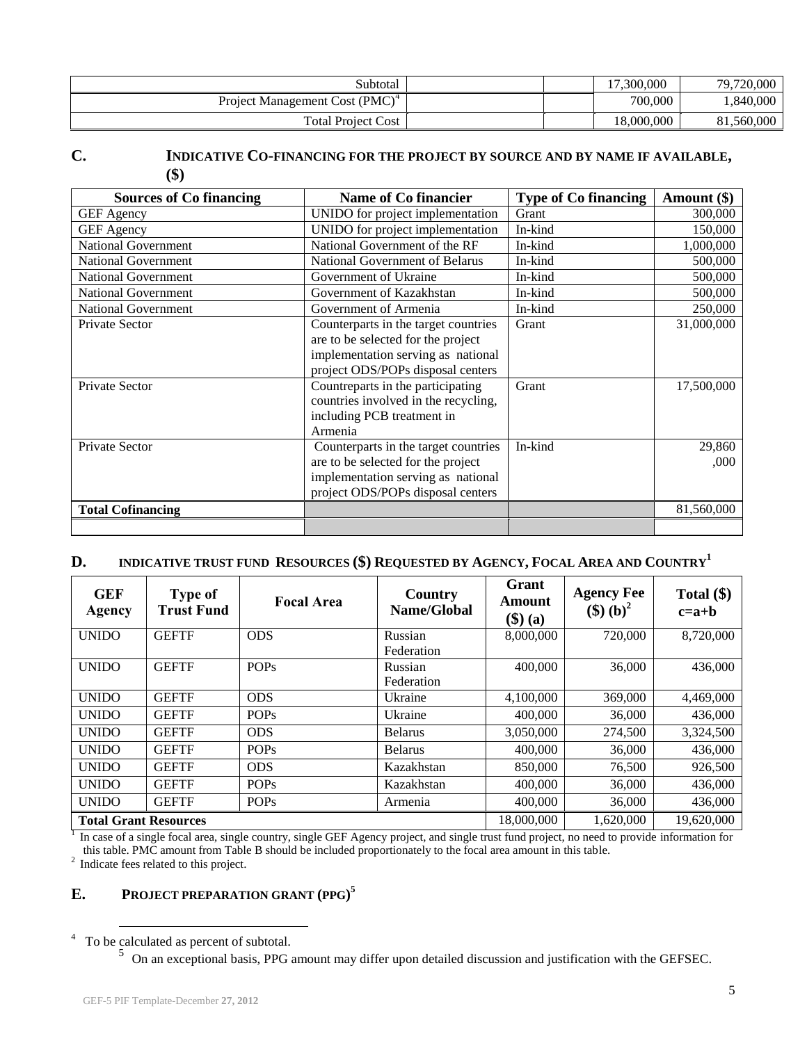| Subtotal | | | 17,300,000 | 79,720,000 |
|---|---|---|---|---|
| Project Management Cost (PMC)[4] | | | 700,000 | 1,840,000 |
| Total Project Cost | | | 18,000,000 | 81,560,000 |

## C. INDICATIVE CO-FINANCING FOR THE PROJECT BY SOURCE AND BY NAME IF AVAILABLE, ($)

| Sources of Co financing | Name of Co financier | Type of Co financing | Amount ($) |
|---|---|---|---|
| GEF Agency | UNIDO for project implementation | Grant | 300,000 |
| GEF Agency | UNIDO for project implementation | In-kind | 150,000 |
| National Government | National Government of the RF | In-kind | 1,000,000 |
| National Government | National Government of Belarus | In-kind | 500,000 |
| National Government | Government of Ukraine | In-kind | 500,000 |
| National Government | Government of Kazakhstan | In-kind | 500,000 |
| National Government | Government of Armenia | In-kind | 250,000 |
| Private Sector | Counterparts in the target countries are to be selected for the project implementation serving as national project ODS/POPs disposal centers | Grant | 31,000,000 |
| Private Sector | Countreparts in the participating countries involved in the recycling, including PCB treatment in Armenia | Grant | 17,500,000 |
| Private Sector | Counterparts in the target countries are to be selected for the project implementation serving as national project ODS/POPs disposal centers | In-kind | 29,860 ,000 |
| **Total Cofinancing** | | | 81,560,000 |
| | | | |

## D. INDICATIVE TRUST FUND RESOURCES ($) REQUESTED BY AGENCY, FOCAL AREA AND COUNTRY[1]

| GEF Agency | Type of Trust Fund | Focal Area | Country Name/Global | Grant Amount ($) (a) | Agency Fee ($) (b)[2] | Total ($) c=a+b |
|---|---|---|---|---|---|---|
| UNIDO | GEFTF | ODS | Russian Federation | 8,000,000 | 720,000 | 8,720,000 |
| UNIDO | GEFTF | POPs | Russian Federation | 400,000 | 36,000 | 436,000 |
| UNIDO | GEFTF | ODS | Ukraine | 4,100,000 | 369,000 | 4,469,000 |
| UNIDO | GEFTF | POPs | Ukraine | 400,000 | 36,000 | 436,000 |
| UNIDO | GEFTF | ODS | Belarus | 3,050,000 | 274,500 | 3,324,500 |
| UNIDO | GEFTF | POPs | Belarus | 400,000 | 36,000 | 436,000 |
| UNIDO | GEFTF | ODS | Kazakhstan | 850,000 | 76,500 | 926,500 |
| UNIDO | GEFTF | POPs | Kazakhstan | 400,000 | 36,000 | 436,000 |
| UNIDO | GEFTF | POPs | Armenia | 400,000 | 36,000 | 436,000 |
| **Total Grant Resources** | | | | 18,000,000 | 1,620,000 | 19,620,000 |

[1] In case of a single focal area, single country, single GEF Agency project, and single trust fund project, no need to provide information for this table. PMC amount from Table B should be included proportionately to the focal area amount in this table.

[2] Indicate fees related to this project.

## E. PROJECT PREPARATION GRANT (PPG)[5]

[4] To be calculated as percent of subtotal.

[5] On an exceptional basis, PPG amount may differ upon detailed discussion and justification with the GEFSEC.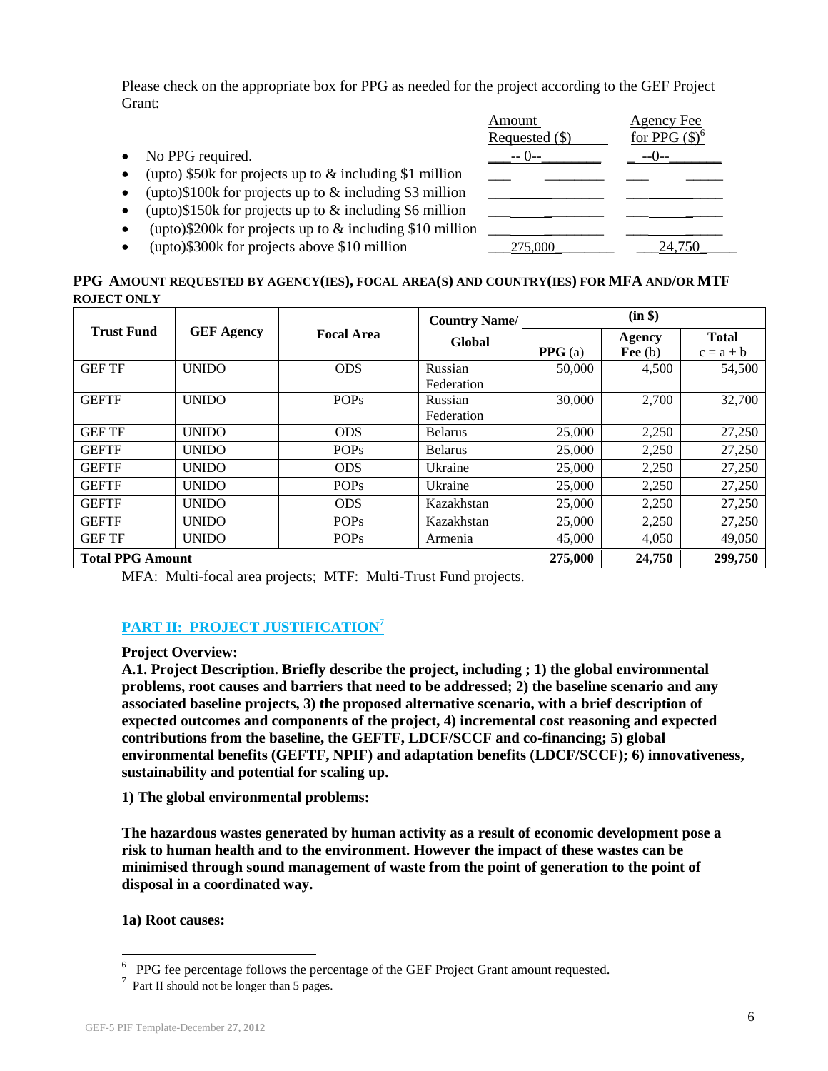Please check on the appropriate box for PPG as needed for the project according to the GEF Project Grant:

| | Amount Requested ($) | Agency Fee for PPG ($)[6] |
|---|---|---|
| • No PPG required. | -- 0-- | --0-- |
| • (upto) $50k for projects up to & including $1 million | | |
| • (upto)$100k for projects up to & including $3 million | | |
| • (upto)$150k for projects up to & including $6 million | | |
| • (upto)$200k for projects up to & including $10 million | | |
| • (upto)$300k for projects above $10 million | 275,000 | 24,750 |

**PPG AMOUNT REQUESTED BY AGENCY(IES), FOCAL AREA(S) AND COUNTRY(IES) FOR MFA AND/OR MTF ROJECT ONLY**

| Trust Fund | GEF Agency | Focal Area | Country Name/ Global | (in $) | | |
|---|---|---|---|---|---|---|
| | | | | **PPG** (a) | **Agency Fee** (b) | **Total** c = a + b |
| GEF TF | UNIDO | ODS | Russian Federation | 50,000 | 4,500 | 54,500 |
| GEFTF | UNIDO | POPs | Russian Federation | 30,000 | 2,700 | 32,700 |
| GEF TF | UNIDO | ODS | Belarus | 25,000 | 2,250 | 27,250 |
| GEFTF | UNIDO | POPs | Belarus | 25,000 | 2,250 | 27,250 |
| GEFTF | UNIDO | ODS | Ukraine | 25,000 | 2,250 | 27,250 |
| GEFTF | UNIDO | POPs | Ukraine | 25,000 | 2,250 | 27,250 |
| GEFTF | UNIDO | ODS | Kazakhstan | 25,000 | 2,250 | 27,250 |
| GEFTF | UNIDO | POPs | Kazakhstan | 25,000 | 2,250 | 27,250 |
| GEF TF | UNIDO | POPs | Armenia | 45,000 | 4,050 | 49,050 |
| **Total PPG Amount** | | | | **275,000** | **24,750** | **299,750** |

MFA: Multi-focal area projects; MTF: Multi-Trust Fund projects.

## PART II: PROJECT JUSTIFICATION[7]

**Project Overview:**

**A.1. Project Description. Briefly describe the project, including ; 1) the global environmental problems, root causes and barriers that need to be addressed; 2) the baseline scenario and any associated baseline projects, 3) the proposed alternative scenario, with a brief description of expected outcomes and components of the project, 4) incremental cost reasoning and expected contributions from the baseline, the GEFTF, LDCF/SCCF and co-financing; 5) global environmental benefits (GEFTF, NPIF) and adaptation benefits (LDCF/SCCF); 6) innovativeness, sustainability and potential for scaling up.**

**1) The global environmental problems:**

**The hazardous wastes generated by human activity as a result of economic development pose a risk to human health and to the environment. However the impact of these wastes can be minimised through sound management of waste from the point of generation to the point of disposal in a coordinated way.**

**1a) Root causes:**

[6] PPG fee percentage follows the percentage of the GEF Project Grant amount requested.

[7] Part II should not be longer than 5 pages.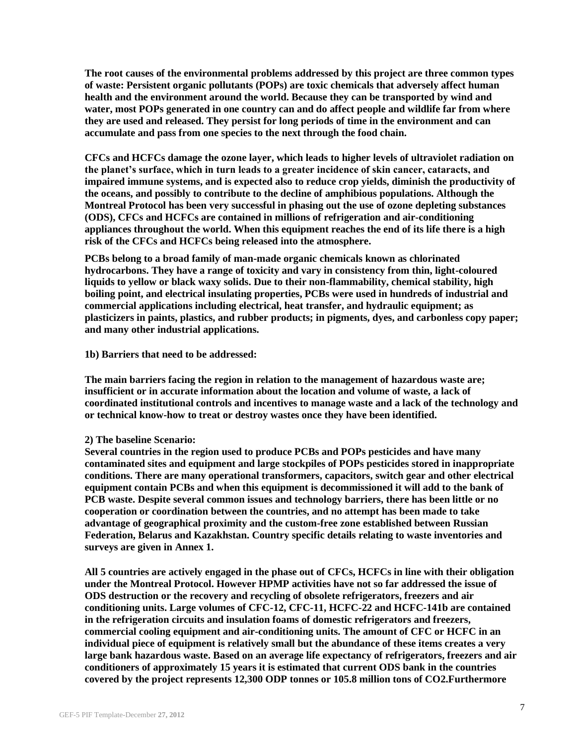**The root causes of the environmental problems addressed by this project are three common types of waste: Persistent organic pollutants (POPs) are toxic chemicals that adversely affect human health and the environment around the world. Because they can be transported by wind and water, most POPs generated in one country can and do affect people and wildlife far from where they are used and released. They persist for long periods of time in the environment and can accumulate and pass from one species to the next through the food chain.**

**CFCs and HCFCs damage the ozone layer, which leads to higher levels of ultraviolet radiation on the planet's surface, which in turn leads to a greater incidence of skin cancer, cataracts, and impaired immune systems, and is expected also to reduce crop yields, diminish the productivity of the oceans, and possibly to contribute to the decline of amphibious populations. Although the Montreal Protocol has been very successful in phasing out the use of ozone depleting substances (ODS), CFCs and HCFCs are contained in millions of refrigeration and air-conditioning appliances throughout the world. When this equipment reaches the end of its life there is a high risk of the CFCs and HCFCs being released into the atmosphere.**

**PCBs belong to a broad family of man-made organic chemicals known as chlorinated hydrocarbons. They have a range of toxicity and vary in consistency from thin, light-coloured liquids to yellow or black waxy solids. Due to their non-flammability, chemical stability, high boiling point, and electrical insulating properties, PCBs were used in hundreds of industrial and commercial applications including electrical, heat transfer, and hydraulic equipment; as plasticizers in paints, plastics, and rubber products; in pigments, dyes, and carbonless copy paper; and many other industrial applications.**

**1b) Barriers that need to be addressed:**

**The main barriers facing the region in relation to the management of hazardous waste are; insufficient or in accurate information about the location and volume of waste, a lack of coordinated institutional controls and incentives to manage waste and a lack of the technology and or technical know-how to treat or destroy wastes once they have been identified.**

**2) The baseline Scenario:**

**Several countries in the region used to produce PCBs and POPs pesticides and have many contaminated sites and equipment and large stockpiles of POPs pesticides stored in inappropriate conditions. There are many operational transformers, capacitors, switch gear and other electrical equipment contain PCBs and when this equipment is decommissioned it will add to the bank of PCB waste. Despite several common issues and technology barriers, there has been little or no cooperation or coordination between the countries, and no attempt has been made to take advantage of geographical proximity and the custom-free zone established between Russian Federation, Belarus and Kazakhstan. Country specific details relating to waste inventories and surveys are given in Annex 1.**

**All 5 countries are actively engaged in the phase out of CFCs, HCFCs in line with their obligation under the Montreal Protocol. However HPMP activities have not so far addressed the issue of ODS destruction or the recovery and recycling of obsolete refrigerators, freezers and air conditioning units. Large volumes of CFC-12, CFC-11, HCFC-22 and HCFC-141b are contained in the refrigeration circuits and insulation foams of domestic refrigerators and freezers, commercial cooling equipment and air-conditioning units. The amount of CFC or HCFC in an individual piece of equipment is relatively small but the abundance of these items creates a very large bank hazardous waste. Based on an average life expectancy of refrigerators, freezers and air conditioners of approximately 15 years it is estimated that current ODS bank in the countries covered by the project represents 12,300 ODP tonnes or 105.8 million tons of $CO_2$.Furthermore**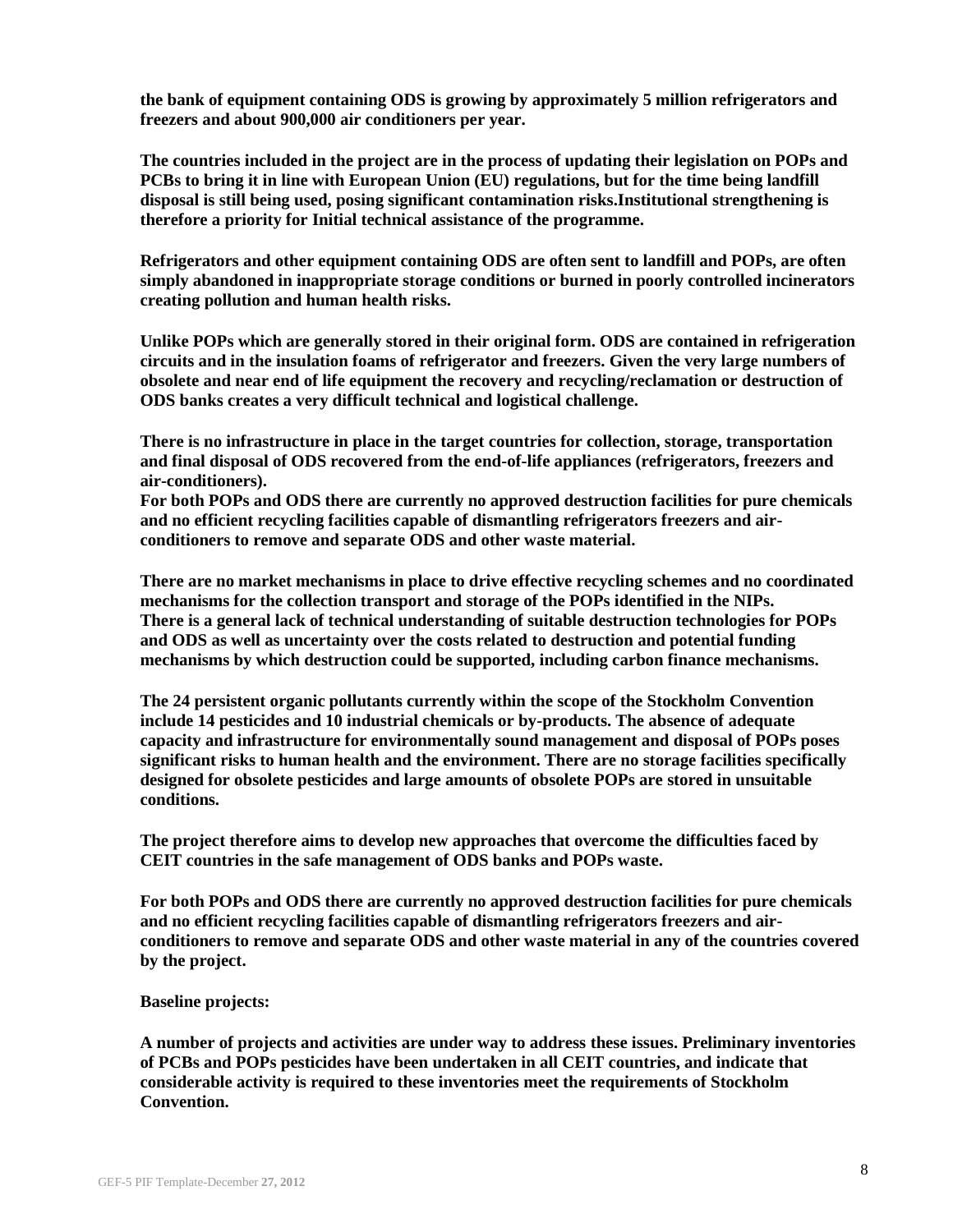**the bank of equipment containing ODS is growing by approximately 5 million refrigerators and freezers and about 900,000 air conditioners per year.**

**The countries included in the project are in the process of updating their legislation on POPs and PCBs to bring it in line with European Union (EU) regulations, but for the time being landfill disposal is still being used, posing significant contamination risks.Institutional strengthening is therefore a priority for Initial technical assistance of the programme.**

**Refrigerators and other equipment containing ODS are often sent to landfill and POPs, are often simply abandoned in inappropriate storage conditions or burned in poorly controlled incinerators creating pollution and human health risks.**

**Unlike POPs which are generally stored in their original form. ODS are contained in refrigeration circuits and in the insulation foams of refrigerator and freezers. Given the very large numbers of obsolete and near end of life equipment the recovery and recycling/reclamation or destruction of ODS banks creates a very difficult technical and logistical challenge.**

**There is no infrastructure in place in the target countries for collection, storage, transportation and final disposal of ODS recovered from the end-of-life appliances (refrigerators, freezers and air-conditioners).**
**For both POPs and ODS there are currently no approved destruction facilities for pure chemicals and no efficient recycling facilities capable of dismantling refrigerators freezers and air-conditioners to remove and separate ODS and other waste material.**

**There are no market mechanisms in place to drive effective recycling schemes and no coordinated mechanisms for the collection transport and storage of the POPs identified in the NIPs.**
**There is a general lack of technical understanding of suitable destruction technologies for POPs and ODS as well as uncertainty over the costs related to destruction and potential funding mechanisms by which destruction could be supported, including carbon finance mechanisms.**

**The 24 persistent organic pollutants currently within the scope of the Stockholm Convention include 14 pesticides and 10 industrial chemicals or by-products. The absence of adequate capacity and infrastructure for environmentally sound management and disposal of POPs poses significant risks to human health and the environment. There are no storage facilities specifically designed for obsolete pesticides and large amounts of obsolete POPs are stored in unsuitable conditions.**

**The project therefore aims to develop new approaches that overcome the difficulties faced by CEIT countries in the safe management of ODS banks and POPs waste.**

**For both POPs and ODS there are currently no approved destruction facilities for pure chemicals and no efficient recycling facilities capable of dismantling refrigerators freezers and air-conditioners to remove and separate ODS and other waste material in any of the countries covered by the project.**

**Baseline projects:**

**A number of projects and activities are under way to address these issues. Preliminary inventories of PCBs and POPs pesticides have been undertaken in all CEIT countries, and indicate that considerable activity is required to these inventories meet the requirements of Stockholm Convention.**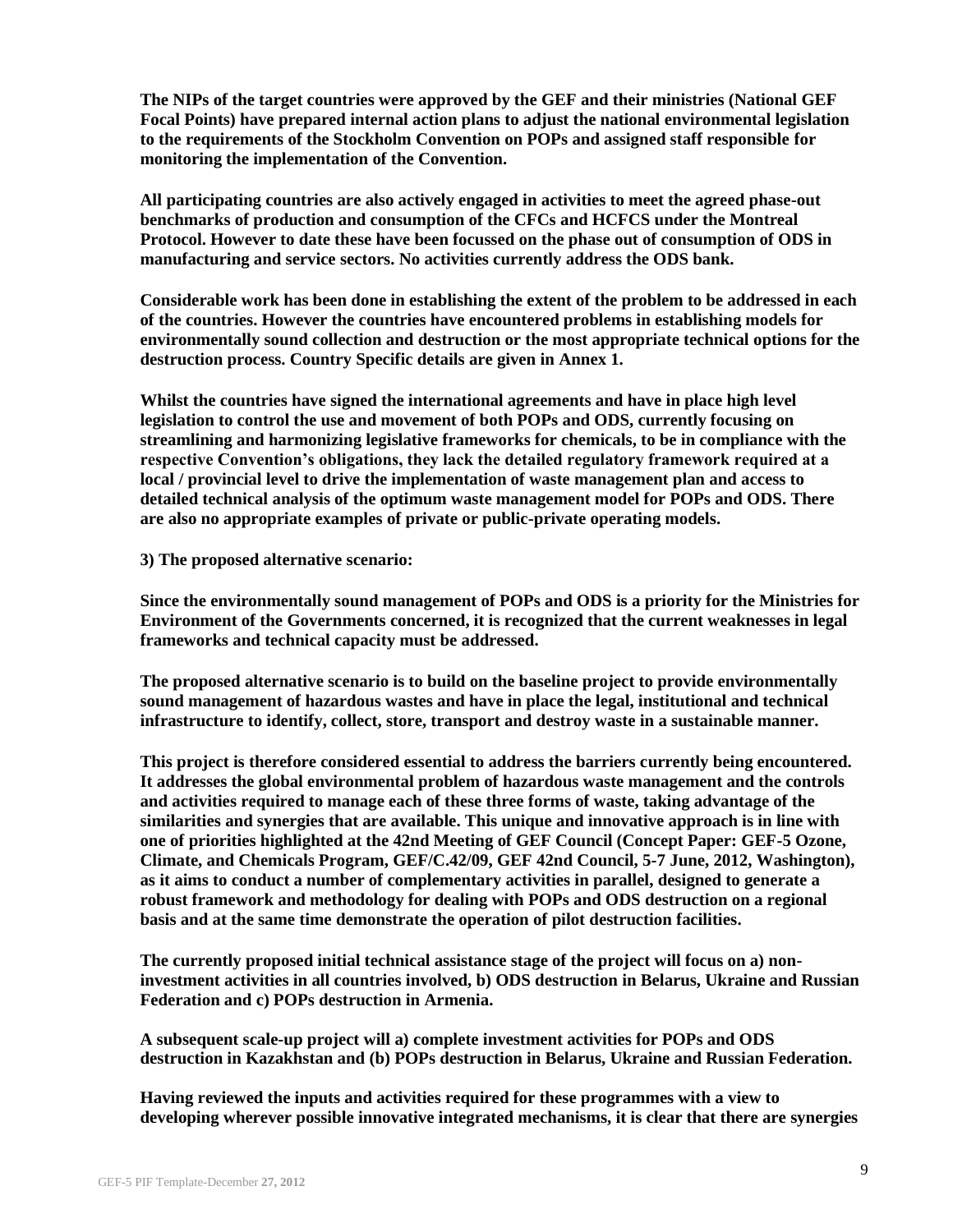**The NIPs of the target countries were approved by the GEF and their ministries (National GEF Focal Points) have prepared internal action plans to adjust the national environmental legislation to the requirements of the Stockholm Convention on POPs and assigned staff responsible for monitoring the implementation of the Convention.**

**All participating countries are also actively engaged in activities to meet the agreed phase-out benchmarks of production and consumption of the CFCs and HCFCS under the Montreal Protocol. However to date these have been focussed on the phase out of consumption of ODS in manufacturing and service sectors. No activities currently address the ODS bank.**

**Considerable work has been done in establishing the extent of the problem to be addressed in each of the countries. However the countries have encountered problems in establishing models for environmentally sound collection and destruction or the most appropriate technical options for the destruction process. Country Specific details are given in Annex 1.**

**Whilst the countries have signed the international agreements and have in place high level legislation to control the use and movement of both POPs and ODS, currently focusing on streamlining and harmonizing legislative frameworks for chemicals, to be in compliance with the respective Convention's obligations, they lack the detailed regulatory framework required at a local / provincial level to drive the implementation of waste management plan and access to detailed technical analysis of the optimum waste management model for POPs and ODS. There are also no appropriate examples of private or public-private operating models.**

**3) The proposed alternative scenario:**

**Since the environmentally sound management of POPs and ODS is a priority for the Ministries for Environment of the Governments concerned, it is recognized that the current weaknesses in legal frameworks and technical capacity must be addressed.**

**The proposed alternative scenario is to build on the baseline project to provide environmentally sound management of hazardous wastes and have in place the legal, institutional and technical infrastructure to identify, collect, store, transport and destroy waste in a sustainable manner.**

**This project is therefore considered essential to address the barriers currently being encountered. It addresses the global environmental problem of hazardous waste management and the controls and activities required to manage each of these three forms of waste, taking advantage of the similarities and synergies that are available. This unique and innovative approach is in line with one of priorities highlighted at the 42nd Meeting of GEF Council (Concept Paper: GEF-5 Ozone, Climate, and Chemicals Program, GEF/C.42/09, GEF 42nd Council, 5-7 June, 2012, Washington), as it aims to conduct a number of complementary activities in parallel, designed to generate a robust framework and methodology for dealing with POPs and ODS destruction on a regional basis and at the same time demonstrate the operation of pilot destruction facilities.**

**The currently proposed initial technical assistance stage of the project will focus on a) non-investment activities in all countries involved, b) ODS destruction in Belarus, Ukraine and Russian Federation and c) POPs destruction in Armenia.**

**A subsequent scale-up project will a) complete investment activities for POPs and ODS destruction in Kazakhstan and (b) POPs destruction in Belarus, Ukraine and Russian Federation.**

**Having reviewed the inputs and activities required for these programmes with a view to developing wherever possible innovative integrated mechanisms, it is clear that there are synergies**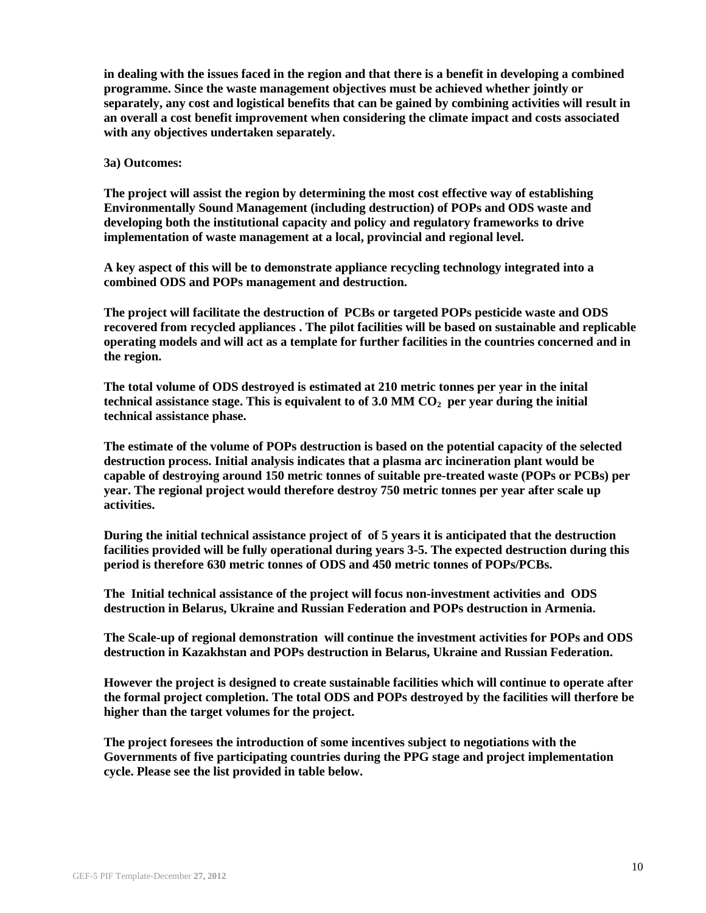**in dealing with the issues faced in the region and that there is a benefit in developing a combined programme. Since the waste management objectives must be achieved whether jointly or separately, any cost and logistical benefits that can be gained by combining activities will result in an overall a cost benefit improvement when considering the climate impact and costs associated with any objectives undertaken separately.**

**3a) Outcomes:**

**The project will assist the region by determining the most cost effective way of establishing Environmentally Sound Management (including destruction) of POPs and ODS waste and developing both the institutional capacity and policy and regulatory frameworks to drive implementation of waste management at a local, provincial and regional level.**

**A key aspect of this will be to demonstrate appliance recycling technology integrated into a combined ODS and POPs management and destruction.**

**The project will facilitate the destruction of PCBs or targeted POPs pesticide waste and ODS recovered from recycled appliances . The pilot facilities will be based on sustainable and replicable operating models and will act as a template for further facilities in the countries concerned and in the region.**

**The total volume of ODS destroyed is estimated at 210 metric tonnes per year in the inital technical assistance stage. This is equivalent to of 3.0 MM $CO_2$ per year during the initial technical assistance phase.**

**The estimate of the volume of POPs destruction is based on the potential capacity of the selected destruction process. Initial analysis indicates that a plasma arc incineration plant would be capable of destroying around 150 metric tonnes of suitable pre-treated waste (POPs or PCBs) per year. The regional project would therefore destroy 750 metric tonnes per year after scale up activities.**

**During the initial technical assistance project of of 5 years it is anticipated that the destruction facilities provided will be fully operational during years 3-5. The expected destruction during this period is therefore 630 metric tonnes of ODS and 450 metric tonnes of POPs/PCBs.**

**The Initial technical assistance of the project will focus non-investment activities and ODS destruction in Belarus, Ukraine and Russian Federation and POPs destruction in Armenia.**

**The Scale-up of regional demonstration will continue the investment activities for POPs and ODS destruction in Kazakhstan and POPs destruction in Belarus, Ukraine and Russian Federation.**

**However the project is designed to create sustainable facilities which will continue to operate after the formal project completion. The total ODS and POPs destroyed by the facilities will therfore be higher than the target volumes for the project.**

**The project foresees the introduction of some incentives subject to negotiations with the Governments of five participating countries during the PPG stage and project implementation cycle. Please see the list provided in table below.**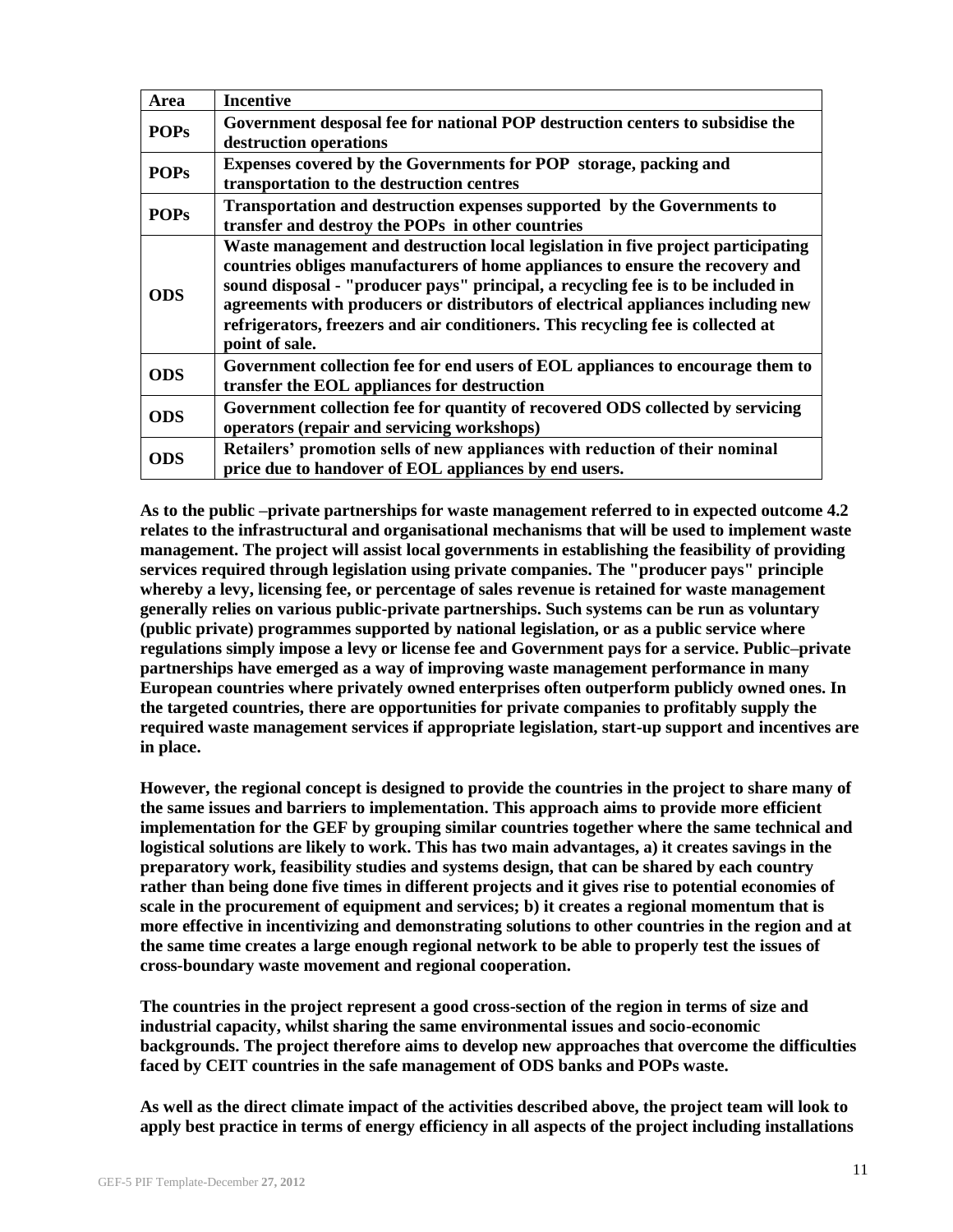| Area | Incentive |
|---|---|
| **POPs** | **Government desposal fee for national POP destruction centers to subsidise the destruction operations** |
| **POPs** | **Expenses covered by the Governments for POP storage, packing and transportation to the destruction centres** |
| **POPs** | **Transportation and destruction expenses supported by the Governments to transfer and destroy the POPs in other countries** |
| **ODS** | **Waste management and destruction local legislation in five project participating countries obliges manufacturers of home appliances to ensure the recovery and sound disposal - "producer pays" principal, a recycling fee is to be included in agreements with producers or distributors of electrical appliances including new refrigerators, freezers and air conditioners. This recycling fee is collected at point of sale.** |
| **ODS** | **Government collection fee for end users of EOL appliances to encourage them to transfer the EOL appliances for destruction** |
| **ODS** | **Government collection fee for quantity of recovered ODS collected by servicing operators (repair and servicing workshops)** |
| **ODS** | **Retailers' promotion sells of new appliances with reduction of their nominal price due to handover of EOL appliances by end users.** |

**As to the public –private partnerships for waste management referred to in expected outcome 4.2 relates to the infrastructural and organisational mechanisms that will be used to implement waste management. The project will assist local governments in establishing the feasibility of providing services required through legislation using private companies. The "producer pays" principle whereby a levy, licensing fee, or percentage of sales revenue is retained for waste management generally relies on various public-private partnerships. Such systems can be run as voluntary (public private) programmes supported by national legislation, or as a public service where regulations simply impose a levy or license fee and Government pays for a service. Public–private partnerships have emerged as a way of improving waste management performance in many European countries where privately owned enterprises often outperform publicly owned ones. In the targeted countries, there are opportunities for private companies to profitably supply the required waste management services if appropriate legislation, start-up support and incentives are in place.**

**However, the regional concept is designed to provide the countries in the project to share many of the same issues and barriers to implementation. This approach aims to provide more efficient implementation for the GEF by grouping similar countries together where the same technical and logistical solutions are likely to work. This has two main advantages, a) it creates savings in the preparatory work, feasibility studies and systems design, that can be shared by each country rather than being done five times in different projects and it gives rise to potential economies of scale in the procurement of equipment and services; b) it creates a regional momentum that is more effective in incentivizing and demonstrating solutions to other countries in the region and at the same time creates a large enough regional network to be able to properly test the issues of cross-boundary waste movement and regional cooperation.**

**The countries in the project represent a good cross-section of the region in terms of size and industrial capacity, whilst sharing the same environmental issues and socio-economic backgrounds. The project therefore aims to develop new approaches that overcome the difficulties faced by CEIT countries in the safe management of ODS banks and POPs waste.**

**As well as the direct climate impact of the activities described above, the project team will look to apply best practice in terms of energy efficiency in all aspects of the project including installations**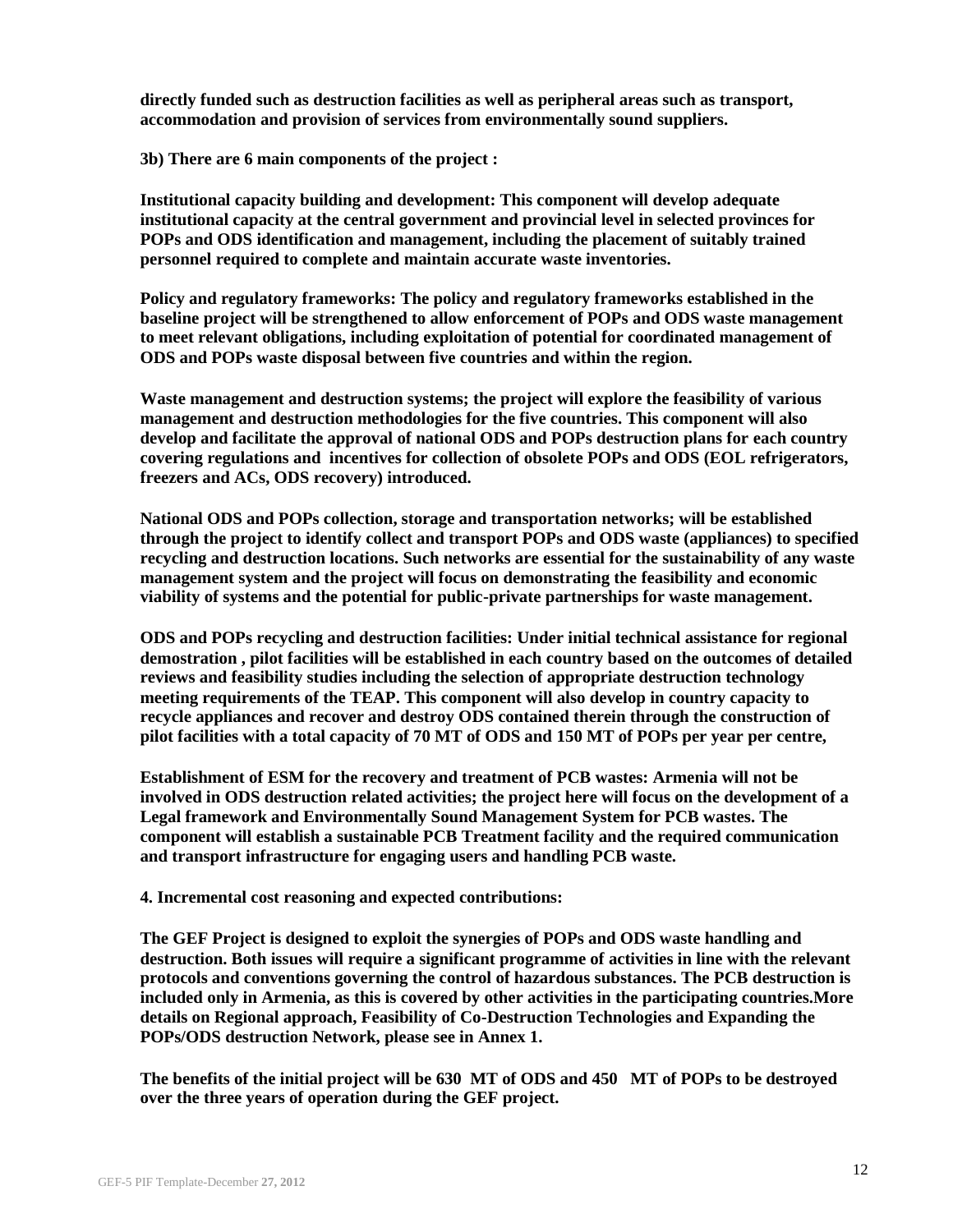**directly funded such as destruction facilities as well as peripheral areas such as transport, accommodation and provision of services from environmentally sound suppliers.**

**3b) There are 6 main components of the project :**

**Institutional capacity building and development: This component will develop adequate institutional capacity at the central government and provincial level in selected provinces for POPs and ODS identification and management, including the placement of suitably trained personnel required to complete and maintain accurate waste inventories.**

**Policy and regulatory frameworks: The policy and regulatory frameworks established in the baseline project will be strengthened to allow enforcement of POPs and ODS waste management to meet relevant obligations, including exploitation of potential for coordinated management of ODS and POPs waste disposal between five countries and within the region.**

**Waste management and destruction systems; the project will explore the feasibility of various management and destruction methodologies for the five countries. This component will also develop and facilitate the approval of national ODS and POPs destruction plans for each country covering regulations and incentives for collection of obsolete POPs and ODS (EOL refrigerators, freezers and ACs, ODS recovery) introduced.**

**National ODS and POPs collection, storage and transportation networks; will be established through the project to identify collect and transport POPs and ODS waste (appliances) to specified recycling and destruction locations. Such networks are essential for the sustainability of any waste management system and the project will focus on demonstrating the feasibility and economic viability of systems and the potential for public-private partnerships for waste management.**

**ODS and POPs recycling and destruction facilities: Under initial technical assistance for regional demostration , pilot facilities will be established in each country based on the outcomes of detailed reviews and feasibility studies including the selection of appropriate destruction technology meeting requirements of the TEAP. This component will also develop in country capacity to recycle appliances and recover and destroy ODS contained therein through the construction of pilot facilities with a total capacity of 70 MT of ODS and 150 MT of POPs per year per centre,**

**Establishment of ESM for the recovery and treatment of PCB wastes: Armenia will not be involved in ODS destruction related activities; the project here will focus on the development of a Legal framework and Environmentally Sound Management System for PCB wastes. The component will establish a sustainable PCB Treatment facility and the required communication and transport infrastructure for engaging users and handling PCB waste.**

**4. Incremental cost reasoning and expected contributions:**

**The GEF Project is designed to exploit the synergies of POPs and ODS waste handling and destruction. Both issues will require a significant programme of activities in line with the relevant protocols and conventions governing the control of hazardous substances. The PCB destruction is included only in Armenia, as this is covered by other activities in the participating countries.More details on Regional approach, Feasibility of Co-Destruction Technologies and Expanding the POPs/ODS destruction Network, please see in Annex 1.**

**The benefits of the initial project will be 630 MT of ODS and 450 MT of POPs to be destroyed over the three years of operation during the GEF project.**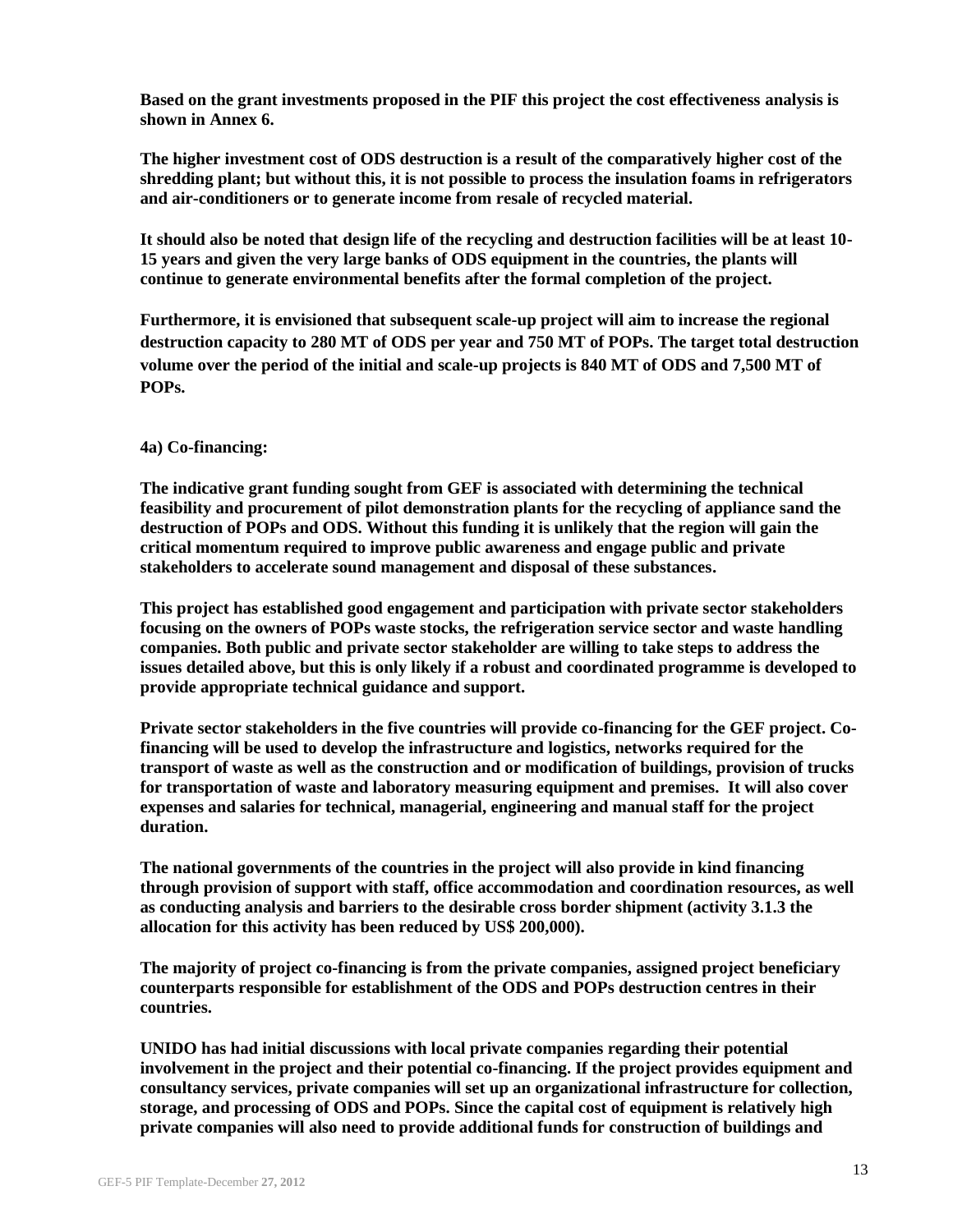**Based on the grant investments proposed in the PIF this project the cost effectiveness analysis is shown in Annex 6.**

**The higher investment cost of ODS destruction is a result of the comparatively higher cost of the shredding plant; but without this, it is not possible to process the insulation foams in refrigerators and air-conditioners or to generate income from resale of recycled material.**

**It should also be noted that design life of the recycling and destruction facilities will be at least 10-15 years and given the very large banks of ODS equipment in the countries, the plants will continue to generate environmental benefits after the formal completion of the project.**

**Furthermore, it is envisioned that subsequent scale-up project will aim to increase the regional destruction capacity to 280 MT of ODS per year and 750 MT of POPs. The target total destruction volume over the period of the initial and scale-up projects is 840 MT of ODS and 7,500 MT of POPs.**

**4a) Co-financing:**

**The indicative grant funding sought from GEF is associated with determining the technical feasibility and procurement of pilot demonstration plants for the recycling of appliance sand the destruction of POPs and ODS. Without this funding it is unlikely that the region will gain the critical momentum required to improve public awareness and engage public and private stakeholders to accelerate sound management and disposal of these substances.**

**This project has established good engagement and participation with private sector stakeholders focusing on the owners of POPs waste stocks, the refrigeration service sector and waste handling companies. Both public and private sector stakeholder are willing to take steps to address the issues detailed above, but this is only likely if a robust and coordinated programme is developed to provide appropriate technical guidance and support.**

**Private sector stakeholders in the five countries will provide co-financing for the GEF project. Co-financing will be used to develop the infrastructure and logistics, networks required for the transport of waste as well as the construction and or modification of buildings, provision of trucks for transportation of waste and laboratory measuring equipment and premises. It will also cover expenses and salaries for technical, managerial, engineering and manual staff for the project duration.**

**The national governments of the countries in the project will also provide in kind financing through provision of support with staff, office accommodation and coordination resources, as well as conducting analysis and barriers to the desirable cross border shipment (activity 3.1.3 the allocation for this activity has been reduced by US$ 200,000).**

**The majority of project co-financing is from the private companies, assigned project beneficiary counterparts responsible for establishment of the ODS and POPs destruction centres in their countries.**

**UNIDO has had initial discussions with local private companies regarding their potential involvement in the project and their potential co-financing. If the project provides equipment and consultancy services, private companies will set up an organizational infrastructure for collection, storage, and processing of ODS and POPs. Since the capital cost of equipment is relatively high private companies will also need to provide additional funds for construction of buildings and**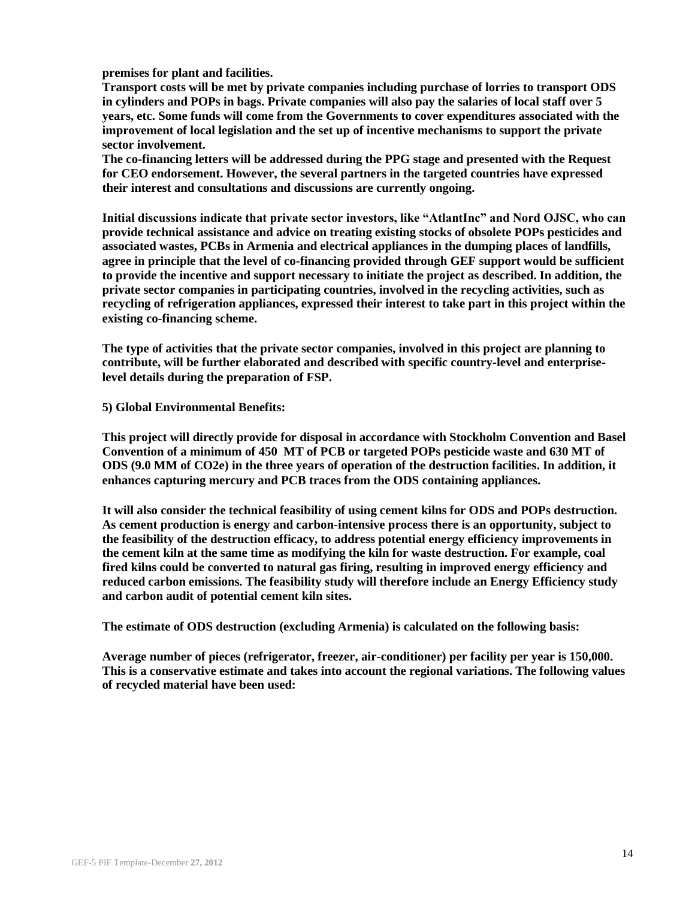**premises for plant and facilities.**
**Transport costs will be met by private companies including purchase of lorries to transport ODS in cylinders and POPs in bags. Private companies will also pay the salaries of local staff over 5 years, etc. Some funds will come from the Governments to cover expenditures associated with the improvement of local legislation and the set up of incentive mechanisms to support the private sector involvement.**
**The co-financing letters will be addressed during the PPG stage and presented with the Request for CEO endorsement. However, the several partners in the targeted countries have expressed their interest and consultations and discussions are currently ongoing.**

**Initial discussions indicate that private sector investors, like "AtlantInc" and Nord OJSC, who can provide technical assistance and advice on treating existing stocks of obsolete POPs pesticides and associated wastes, PCBs in Armenia and electrical appliances in the dumping places of landfills, agree in principle that the level of co-financing provided through GEF support would be sufficient to provide the incentive and support necessary to initiate the project as described. In addition, the private sector companies in participating countries, involved in the recycling activities, such as recycling of refrigeration appliances, expressed their interest to take part in this project within the existing co-financing scheme.**

**The type of activities that the private sector companies, involved in this project are planning to contribute, will be further elaborated and described with specific country-level and enterprise-level details during the preparation of FSP.**

**5) Global Environmental Benefits:**

**This project will directly provide for disposal in accordance with Stockholm Convention and Basel Convention of a minimum of 450 MT of PCB or targeted POPs pesticide waste and 630 MT of ODS (9.0 MM of CO2e) in the three years of operation of the destruction facilities. In addition, it enhances capturing mercury and PCB traces from the ODS containing appliances.**

**It will also consider the technical feasibility of using cement kilns for ODS and POPs destruction. As cement production is energy and carbon-intensive process there is an opportunity, subject to the feasibility of the destruction efficacy, to address potential energy efficiency improvements in the cement kiln at the same time as modifying the kiln for waste destruction. For example, coal fired kilns could be converted to natural gas firing, resulting in improved energy efficiency and reduced carbon emissions. The feasibility study will therefore include an Energy Efficiency study and carbon audit of potential cement kiln sites.**

**The estimate of ODS destruction (excluding Armenia) is calculated on the following basis:**

**Average number of pieces (refrigerator, freezer, air-conditioner) per facility per year is 150,000. This is a conservative estimate and takes into account the regional variations. The following values of recycled material have been used:**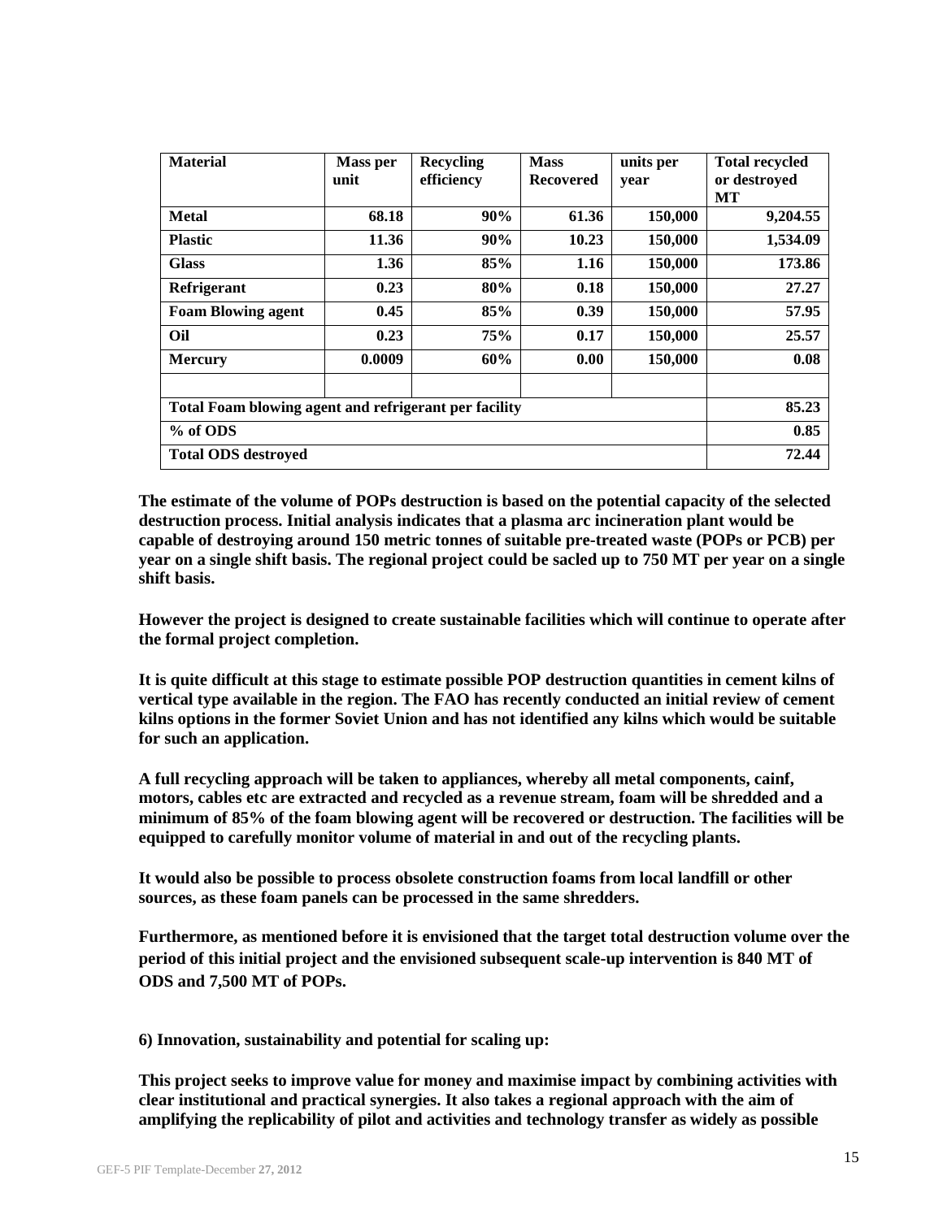| Material | Mass per unit | Recycling efficiency | Mass Recovered | units per year | Total recycled or destroyed MT |
|---|---|---|---|---|---|
| **Metal** | **68.18** | **90%** | **61.36** | **150,000** | **9,204.55** |
| **Plastic** | **11.36** | **90%** | **10.23** | **150,000** | **1,534.09** |
| **Glass** | **1.36** | **85%** | **1.16** | **150,000** | **173.86** |
| **Refrigerant** | **0.23** | **80%** | **0.18** | **150,000** | **27.27** |
| **Foam Blowing agent** | **0.45** | **85%** | **0.39** | **150,000** | **57.95** |
| **Oil** | **0.23** | **75%** | **0.17** | **150,000** | **25.57** |
| **Mercury** | **0.0009** | **60%** | **0.00** | **150,000** | **0.08** |
| | | | | | |
| **Total Foam blowing agent and refrigerant per facility** | | | | | **85.23** |
| **% of ODS** | | | | | **0.85** |
| **Total ODS destroyed** | | | | | **72.44** |

**The estimate of the volume of POPs destruction is based on the potential capacity of the selected destruction process. Initial analysis indicates that a plasma arc incineration plant would be capable of destroying around 150 metric tonnes of suitable pre-treated waste (POPs or PCB) per year on a single shift basis. The regional project could be sacled up to 750 MT per year on a single shift basis.**

**However the project is designed to create sustainable facilities which will continue to operate after the formal project completion.**

**It is quite difficult at this stage to estimate possible POP destruction quantities in cement kilns of vertical type available in the region. The FAO has recently conducted an initial review of cement kilns options in the former Soviet Union and has not identified any kilns which would be suitable for such an application.**

**A full recycling approach will be taken to appliances, whereby all metal components, cainf, motors, cables etc are extracted and recycled as a revenue stream, foam will be shredded and a minimum of 85% of the foam blowing agent will be recovered or destruction. The facilities will be equipped to carefully monitor volume of material in and out of the recycling plants.**

**It would also be possible to process obsolete construction foams from local landfill or other sources, as these foam panels can be processed in the same shredders.**

**Furthermore, as mentioned before it is envisioned that the target total destruction volume over the period of this initial project and the envisioned subsequent scale-up intervention is 840 MT of ODS and 7,500 MT of POPs.**

**6) Innovation, sustainability and potential for scaling up:**

**This project seeks to improve value for money and maximise impact by combining activities with clear institutional and practical synergies. It also takes a regional approach with the aim of amplifying the replicability of pilot and activities and technology transfer as widely as possible**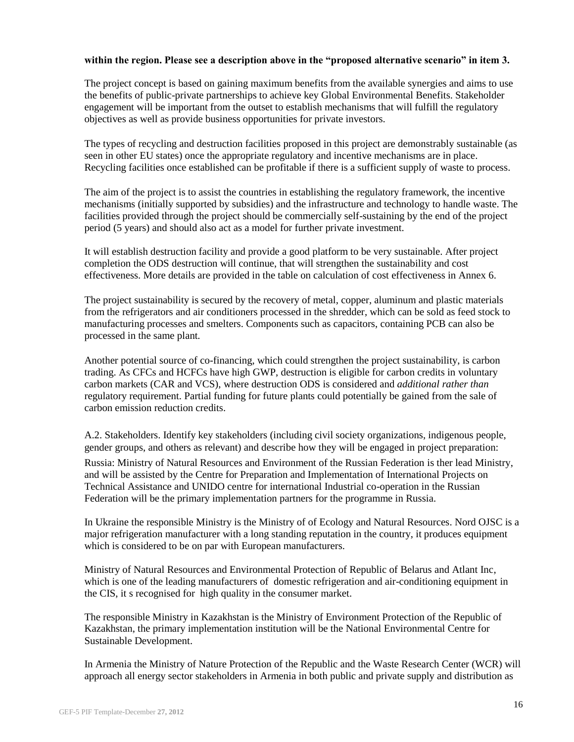**within the region. Please see a description above in the "proposed alternative scenario" in item 3.**

The project concept is based on gaining maximum benefits from the available synergies and aims to use the benefits of public-private partnerships to achieve key Global Environmental Benefits. Stakeholder engagement will be important from the outset to establish mechanisms that will fulfill the regulatory objectives as well as provide business opportunities for private investors.

The types of recycling and destruction facilities proposed in this project are demonstrably sustainable (as seen in other EU states) once the appropriate regulatory and incentive mechanisms are in place. Recycling facilities once established can be profitable if there is a sufficient supply of waste to process.

The aim of the project is to assist the countries in establishing the regulatory framework, the incentive mechanisms (initially supported by subsidies) and the infrastructure and technology to handle waste. The facilities provided through the project should be commercially self-sustaining by the end of the project period (5 years) and should also act as a model for further private investment.

It will establish destruction facility and provide a good platform to be very sustainable. After project completion the ODS destruction will continue, that will strengthen the sustainability and cost effectiveness. More details are provided in the table on calculation of cost effectiveness in Annex 6.

The project sustainability is secured by the recovery of metal, copper, aluminum and plastic materials from the refrigerators and air conditioners processed in the shredder, which can be sold as feed stock to manufacturing processes and smelters. Components such as capacitors, containing PCB can also be processed in the same plant.

Another potential source of co-financing, which could strengthen the project sustainability, is carbon trading. As CFCs and HCFCs have high GWP, destruction is eligible for carbon credits in voluntary carbon markets (CAR and VCS), where destruction ODS is considered and *additional rather than* regulatory requirement. Partial funding for future plants could potentially be gained from the sale of carbon emission reduction credits.

A.2. Stakeholders. Identify key stakeholders (including civil society organizations, indigenous people, gender groups, and others as relevant) and describe how they will be engaged in project preparation:

Russia: Ministry of Natural Resources and Environment of the Russian Federation is ther lead Ministry, and will be assisted by the Centre for Preparation and Implementation of International Projects on Technical Assistance and UNIDO centre for international Industrial co-operation in the Russian Federation will be the primary implementation partners for the programme in Russia.

In Ukraine the responsible Ministry is the Ministry of of Ecology and Natural Resources. Nord OJSC is a major refrigeration manufacturer with a long standing reputation in the country, it produces equipment which is considered to be on par with European manufacturers.

Ministry of Natural Resources and Environmental Protection of Republic of Belarus and Atlant Inc, which is one of the leading manufacturers of domestic refrigeration and air-conditioning equipment in the CIS, it s recognised for high quality in the consumer market.

The responsible Ministry in Kazakhstan is the Ministry of Environment Protection of the Republic of Kazakhstan, the primary implementation institution will be the National Environmental Centre for Sustainable Development.

In Armenia the Ministry of Nature Protection of the Republic and the Waste Research Center (WCR) will approach all energy sector stakeholders in Armenia in both public and private supply and distribution as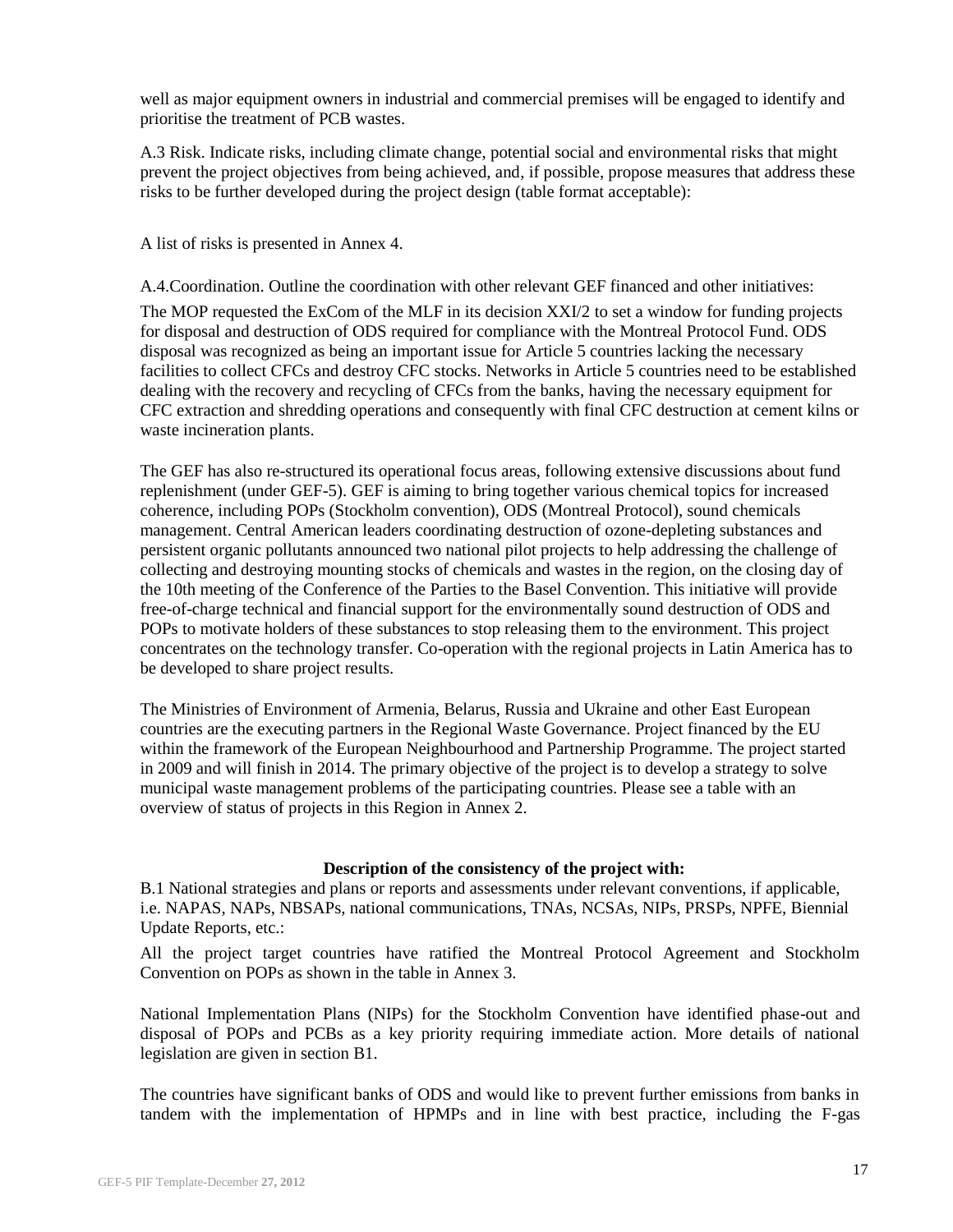well as major equipment owners in industrial and commercial premises will be engaged to identify and prioritise the treatment of PCB wastes.

A.3 Risk. Indicate risks, including climate change, potential social and environmental risks that might prevent the project objectives from being achieved, and, if possible, propose measures that address these risks to be further developed during the project design (table format acceptable):

A list of risks is presented in Annex 4.

A.4.Coordination. Outline the coordination with other relevant GEF financed and other initiatives:

The MOP requested the ExCom of the MLF in its decision XXI/2 to set a window for funding projects for disposal and destruction of ODS required for compliance with the Montreal Protocol Fund. ODS disposal was recognized as being an important issue for Article 5 countries lacking the necessary facilities to collect CFCs and destroy CFC stocks. Networks in Article 5 countries need to be established dealing with the recovery and recycling of CFCs from the banks, having the necessary equipment for CFC extraction and shredding operations and consequently with final CFC destruction at cement kilns or waste incineration plants.

The GEF has also re-structured its operational focus areas, following extensive discussions about fund replenishment (under GEF-5). GEF is aiming to bring together various chemical topics for increased coherence, including POPs (Stockholm convention), ODS (Montreal Protocol), sound chemicals management. Central American leaders coordinating destruction of ozone-depleting substances and persistent organic pollutants announced two national pilot projects to help addressing the challenge of collecting and destroying mounting stocks of chemicals and wastes in the region, on the closing day of the 10th meeting of the Conference of the Parties to the Basel Convention. This initiative will provide free-of-charge technical and financial support for the environmentally sound destruction of ODS and POPs to motivate holders of these substances to stop releasing them to the environment. This project concentrates on the technology transfer. Co-operation with the regional projects in Latin America has to be developed to share project results.

The Ministries of Environment of Armenia, Belarus, Russia and Ukraine and other East European countries are the executing partners in the Regional Waste Governance. Project financed by the EU within the framework of the European Neighbourhood and Partnership Programme. The project started in 2009 and will finish in 2014. The primary objective of the project is to develop a strategy to solve municipal waste management problems of the participating countries. Please see a table with an overview of status of projects in this Region in Annex 2.

**Description of the consistency of the project with:**

B.1 National strategies and plans or reports and assessments under relevant conventions, if applicable, i.e. NAPAS, NAPs, NBSAPs, national communications, TNAs, NCSAs, NIPs, PRSPs, NPFE, Biennial Update Reports, etc.:

All the project target countries have ratified the Montreal Protocol Agreement and Stockholm Convention on POPs as shown in the table in Annex 3.

National Implementation Plans (NIPs) for the Stockholm Convention have identified phase-out and disposal of POPs and PCBs as a key priority requiring immediate action. More details of national legislation are given in section B1.

The countries have significant banks of ODS and would like to prevent further emissions from banks in tandem with the implementation of HPMPs and in line with best practice, including the F-gas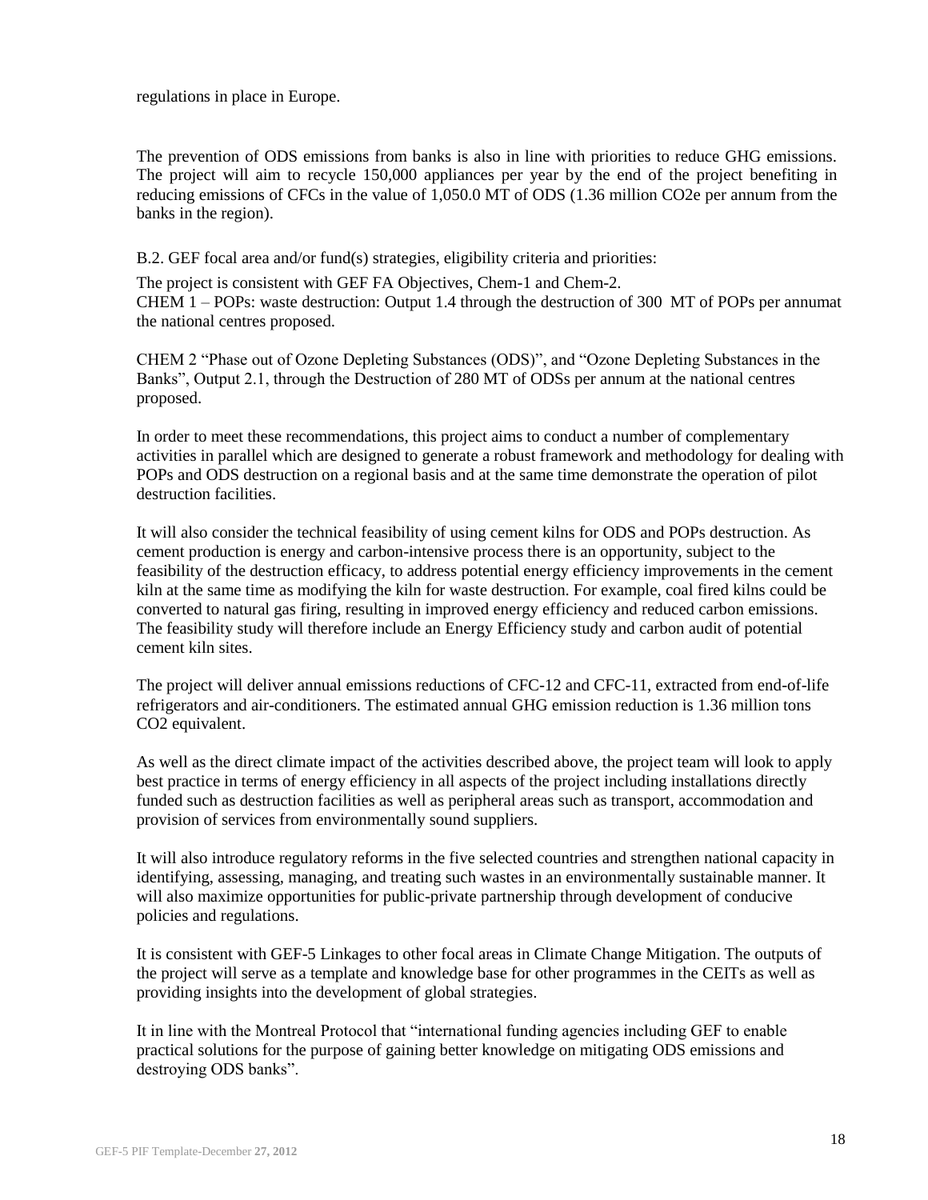regulations in place in Europe.

The prevention of ODS emissions from banks is also in line with priorities to reduce GHG emissions. The project will aim to recycle 150,000 appliances per year by the end of the project benefiting in reducing emissions of CFCs in the value of 1,050.0 MT of ODS (1.36 million CO2e per annum from the banks in the region).

B.2. GEF focal area and/or fund(s) strategies, eligibility criteria and priorities:

The project is consistent with GEF FA Objectives, Chem-1 and Chem-2.
CHEM 1 – POPs: waste destruction: Output 1.4 through the destruction of 300 MT of POPs per annumat the national centres proposed.

CHEM 2 "Phase out of Ozone Depleting Substances (ODS)", and "Ozone Depleting Substances in the Banks", Output 2.1, through the Destruction of 280 MT of ODSs per annum at the national centres proposed.

In order to meet these recommendations, this project aims to conduct a number of complementary activities in parallel which are designed to generate a robust framework and methodology for dealing with POPs and ODS destruction on a regional basis and at the same time demonstrate the operation of pilot destruction facilities.

It will also consider the technical feasibility of using cement kilns for ODS and POPs destruction. As cement production is energy and carbon-intensive process there is an opportunity, subject to the feasibility of the destruction efficacy, to address potential energy efficiency improvements in the cement kiln at the same time as modifying the kiln for waste destruction. For example, coal fired kilns could be converted to natural gas firing, resulting in improved energy efficiency and reduced carbon emissions. The feasibility study will therefore include an Energy Efficiency study and carbon audit of potential cement kiln sites.

The project will deliver annual emissions reductions of CFC-12 and CFC-11, extracted from end-of-life refrigerators and air-conditioners. The estimated annual GHG emission reduction is 1.36 million tons CO2 equivalent.

As well as the direct climate impact of the activities described above, the project team will look to apply best practice in terms of energy efficiency in all aspects of the project including installations directly funded such as destruction facilities as well as peripheral areas such as transport, accommodation and provision of services from environmentally sound suppliers.

It will also introduce regulatory reforms in the five selected countries and strengthen national capacity in identifying, assessing, managing, and treating such wastes in an environmentally sustainable manner. It will also maximize opportunities for public-private partnership through development of conducive policies and regulations.

It is consistent with GEF-5 Linkages to other focal areas in Climate Change Mitigation. The outputs of the project will serve as a template and knowledge base for other programmes in the CEITs as well as providing insights into the development of global strategies.

It in line with the Montreal Protocol that "international funding agencies including GEF to enable practical solutions for the purpose of gaining better knowledge on mitigating ODS emissions and destroying ODS banks".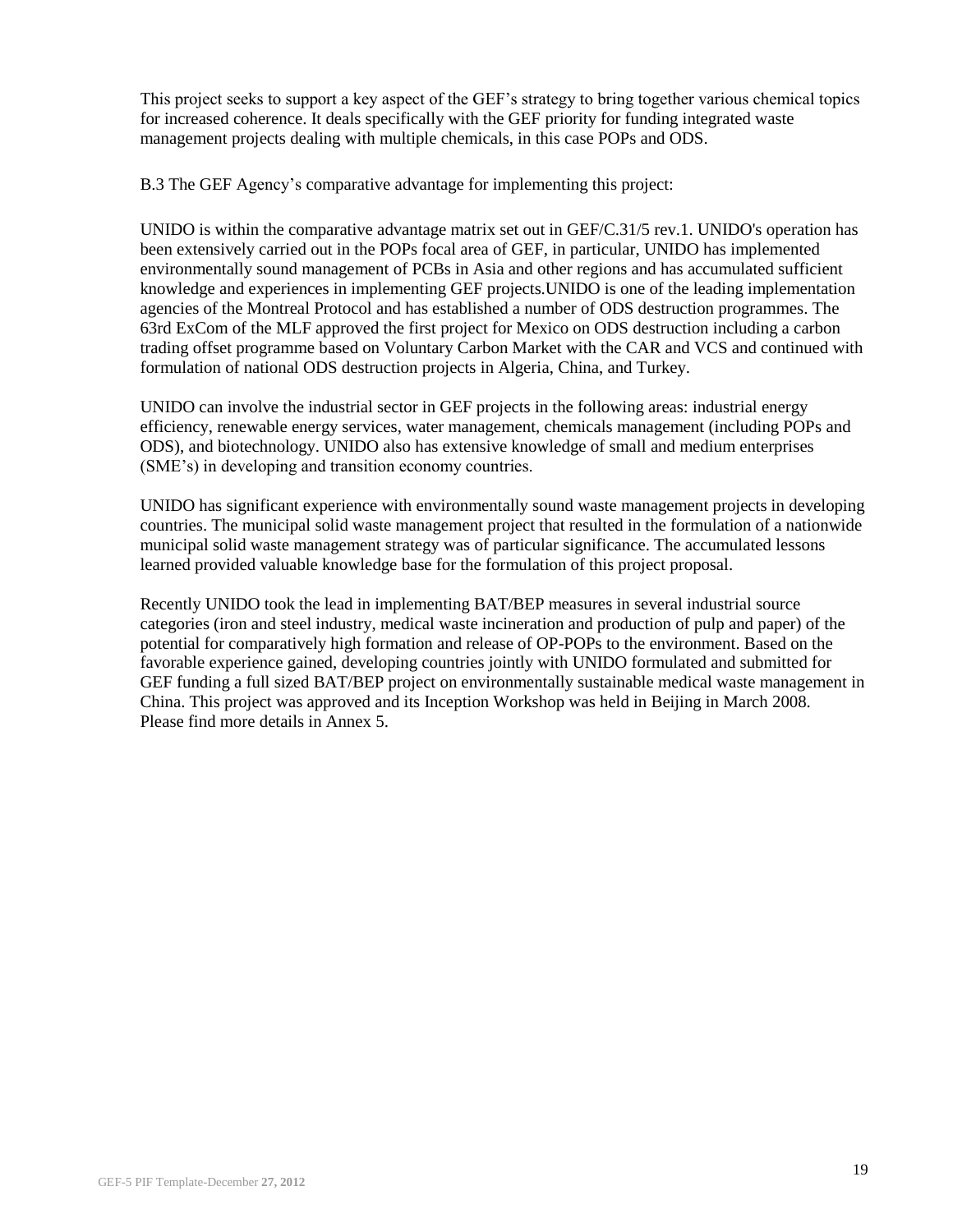This project seeks to support a key aspect of the GEF's strategy to bring together various chemical topics for increased coherence. It deals specifically with the GEF priority for funding integrated waste management projects dealing with multiple chemicals, in this case POPs and ODS.

B.3 The GEF Agency's comparative advantage for implementing this project:

UNIDO is within the comparative advantage matrix set out in GEF/C.31/5 rev.1. UNIDO's operation has been extensively carried out in the POPs focal area of GEF, in particular, UNIDO has implemented environmentally sound management of PCBs in Asia and other regions and has accumulated sufficient knowledge and experiences in implementing GEF projects.UNIDO is one of the leading implementation agencies of the Montreal Protocol and has established a number of ODS destruction programmes. The 63rd ExCom of the MLF approved the first project for Mexico on ODS destruction including a carbon trading offset programme based on Voluntary Carbon Market with the CAR and VCS and continued with formulation of national ODS destruction projects in Algeria, China, and Turkey.

UNIDO can involve the industrial sector in GEF projects in the following areas: industrial energy efficiency, renewable energy services, water management, chemicals management (including POPs and ODS), and biotechnology. UNIDO also has extensive knowledge of small and medium enterprises (SME's) in developing and transition economy countries.

UNIDO has significant experience with environmentally sound waste management projects in developing countries. The municipal solid waste management project that resulted in the formulation of a nationwide municipal solid waste management strategy was of particular significance. The accumulated lessons learned provided valuable knowledge base for the formulation of this project proposal.

Recently UNIDO took the lead in implementing BAT/BEP measures in several industrial source categories (iron and steel industry, medical waste incineration and production of pulp and paper) of the potential for comparatively high formation and release of OP-POPs to the environment. Based on the favorable experience gained, developing countries jointly with UNIDO formulated and submitted for GEF funding a full sized BAT/BEP project on environmentally sustainable medical waste management in China. This project was approved and its Inception Workshop was held in Beijing in March 2008. Please find more details in Annex 5.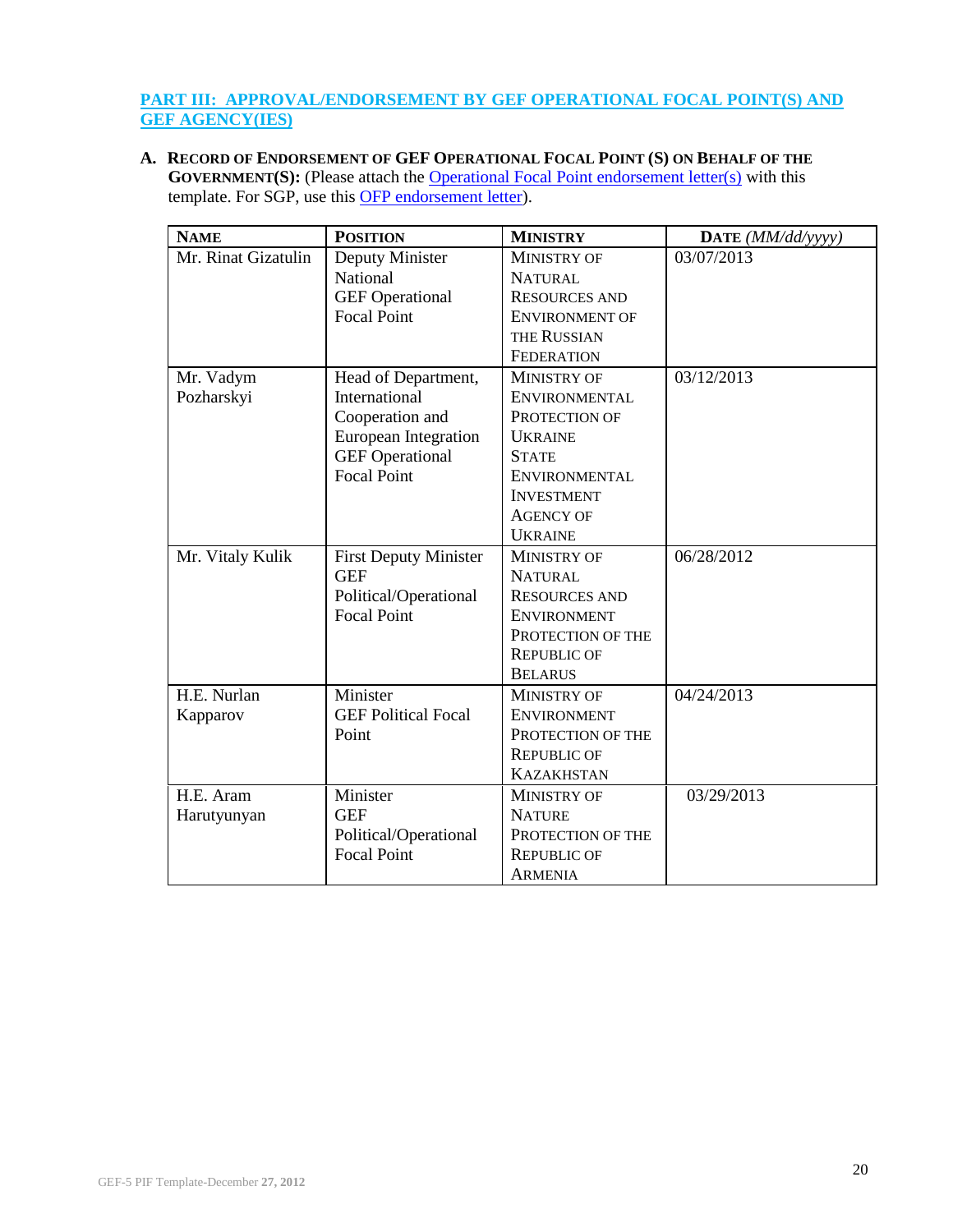## PART III: APPROVAL/ENDORSEMENT BY GEF OPERATIONAL FOCAL POINT(S) AND GEF AGENCY(IES)

**A. RECORD OF ENDORSEMENT OF GEF OPERATIONAL FOCAL POINT (S) ON BEHALF OF THE GOVERNMENT(S):** (Please attach the Operational Focal Point endorsement letter(s) with this template. For SGP, use this OFP endorsement letter).

| NAME | POSITION | MINISTRY | DATE *(MM/dd/yyyy)* |
|---|---|---|---|
| Mr. Rinat Gizatulin | Deputy Minister National GEF Operational Focal Point | MINISTRY OF NATURAL RESOURCES AND ENVIRONMENT OF THE RUSSIAN FEDERATION | 03/07/2013 |
| Mr. Vadym Pozharskyi | Head of Department, International Cooperation and European Integration GEF Operational Focal Point | MINISTRY OF ENVIRONMENTAL PROTECTION OF UKRAINE STATE ENVIRONMENTAL INVESTMENT AGENCY OF UKRAINE | 03/12/2013 |
| Mr. Vitaly Kulik | First Deputy Minister GEF Political/Operational Focal Point | MINISTRY OF NATURAL RESOURCES AND ENVIRONMENT PROTECTION OF THE REPUBLIC OF BELARUS | 06/28/2012 |
| H.E. Nurlan Kapparov | Minister GEF Political Focal Point | MINISTRY OF ENVIRONMENT PROTECTION OF THE REPUBLIC OF KAZAKHSTAN | 04/24/2013 |
| H.E. Aram Harutyunyan | Minister GEF Political/Operational Focal Point | MINISTRY OF NATURE PROTECTION OF THE REPUBLIC OF ARMENIA | 03/29/2013 |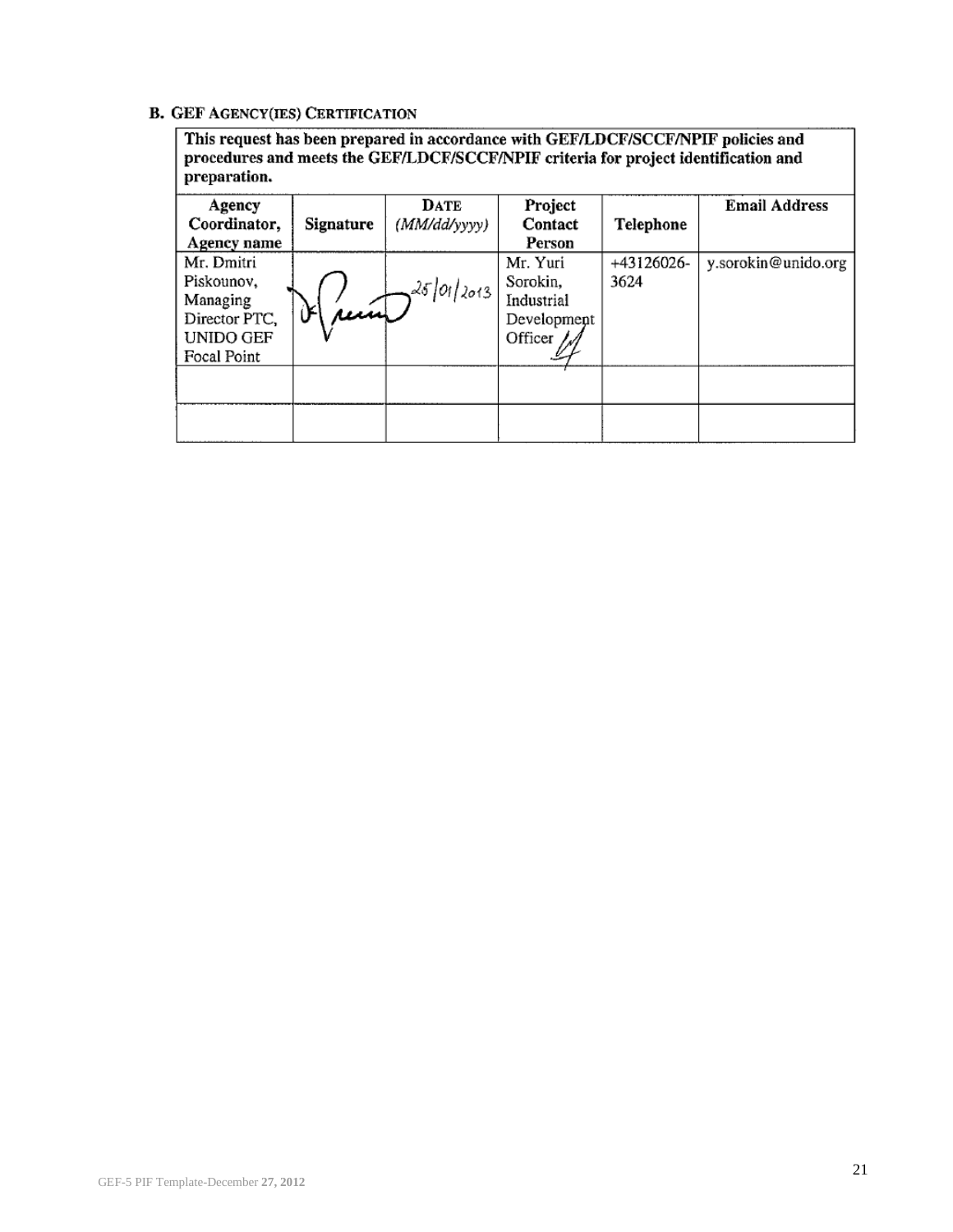## B. GEF Agency(ies) Certification

| This request has been prepared in accordance with GEF/LDCF/SCCF/NPIF policies and procedures and meets the GEF/LDCF/SCCF/NPIF criteria for project identification and preparation. | | | | | |
|---|---|---|---|---|---|
| **Agency Coordinator, Agency name** | **Signature** | **Date** *(MM/dd/yyyy)* | **Project Contact Person** | **Telephone** | **Email Address** |
| Mr. Dmitri Piskounov, Managing Director PTC, UNIDO GEF Focal Point | | 25/01/2013 | Mr. Yuri Sorokin, Industrial Development Officer | +43126026-3624 | y.sorokin@unido.org |
| | | | | | |
| | | | | | |

GEF-5 PIF Template-December 27, 2012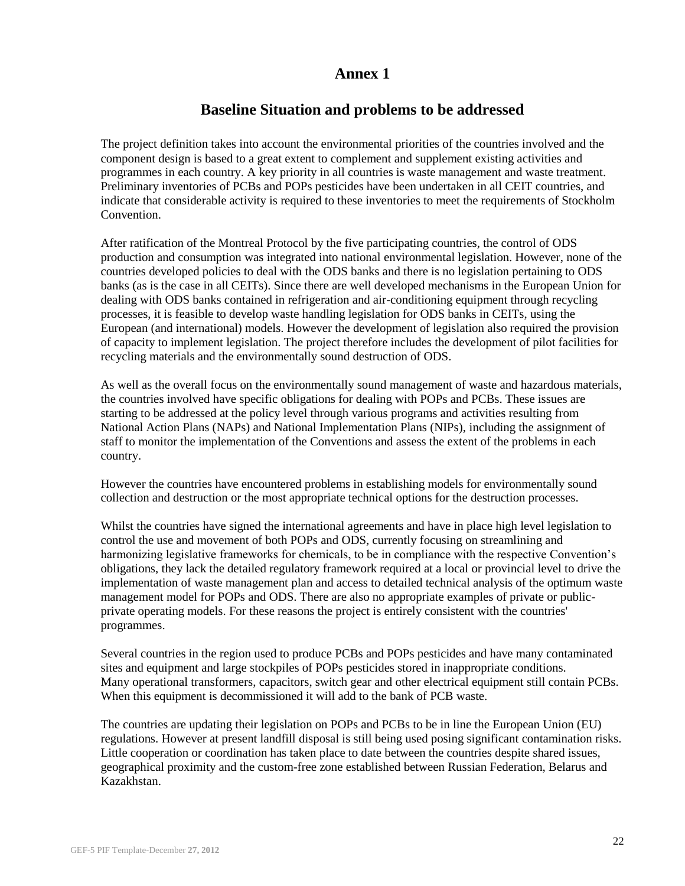# Annex 1

## Baseline Situation and problems to be addressed

The project definition takes into account the environmental priorities of the countries involved and the component design is based to a great extent to complement and supplement existing activities and programmes in each country. A key priority in all countries is waste management and waste treatment. Preliminary inventories of PCBs and POPs pesticides have been undertaken in all CEIT countries, and indicate that considerable activity is required to these inventories to meet the requirements of Stockholm Convention.

After ratification of the Montreal Protocol by the five participating countries, the control of ODS production and consumption was integrated into national environmental legislation. However, none of the countries developed policies to deal with the ODS banks and there is no legislation pertaining to ODS banks (as is the case in all CEITs). Since there are well developed mechanisms in the European Union for dealing with ODS banks contained in refrigeration and air-conditioning equipment through recycling processes, it is feasible to develop waste handling legislation for ODS banks in CEITs, using the European (and international) models. However the development of legislation also required the provision of capacity to implement legislation. The project therefore includes the development of pilot facilities for recycling materials and the environmentally sound destruction of ODS.

As well as the overall focus on the environmentally sound management of waste and hazardous materials, the countries involved have specific obligations for dealing with POPs and PCBs. These issues are starting to be addressed at the policy level through various programs and activities resulting from National Action Plans (NAPs) and National Implementation Plans (NIPs), including the assignment of staff to monitor the implementation of the Conventions and assess the extent of the problems in each country.

However the countries have encountered problems in establishing models for environmentally sound collection and destruction or the most appropriate technical options for the destruction processes.

Whilst the countries have signed the international agreements and have in place high level legislation to control the use and movement of both POPs and ODS, currently focusing on streamlining and harmonizing legislative frameworks for chemicals, to be in compliance with the respective Convention's obligations, they lack the detailed regulatory framework required at a local or provincial level to drive the implementation of waste management plan and access to detailed technical analysis of the optimum waste management model for POPs and ODS. There are also no appropriate examples of private or public-private operating models. For these reasons the project is entirely consistent with the countries' programmes.

Several countries in the region used to produce PCBs and POPs pesticides and have many contaminated sites and equipment and large stockpiles of POPs pesticides stored in inappropriate conditions. Many operational transformers, capacitors, switch gear and other electrical equipment still contain PCBs. When this equipment is decommissioned it will add to the bank of PCB waste.

The countries are updating their legislation on POPs and PCBs to be in line the European Union (EU) regulations. However at present landfill disposal is still being used posing significant contamination risks. Little cooperation or coordination has taken place to date between the countries despite shared issues, geographical proximity and the custom-free zone established between Russian Federation, Belarus and Kazakhstan.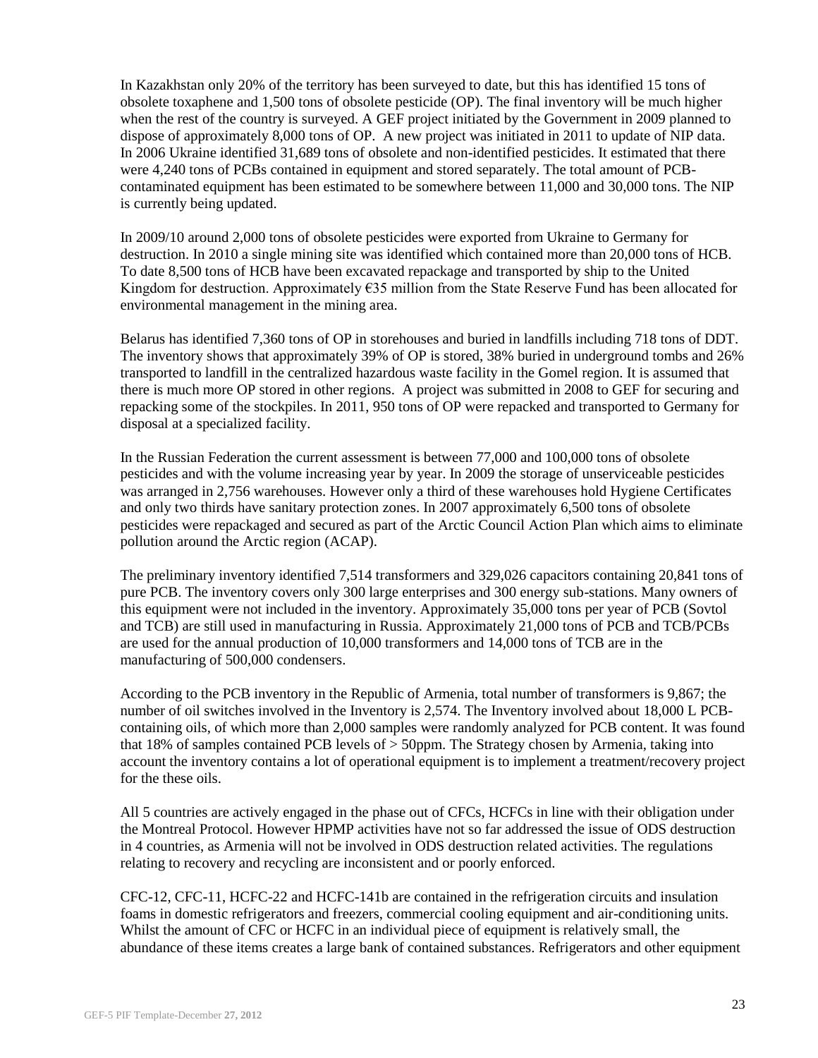In Kazakhstan only 20% of the territory has been surveyed to date, but this has identified 15 tons of obsolete toxaphene and 1,500 tons of obsolete pesticide (OP). The final inventory will be much higher when the rest of the country is surveyed. A GEF project initiated by the Government in 2009 planned to dispose of approximately 8,000 tons of OP. A new project was initiated in 2011 to update of NIP data. In 2006 Ukraine identified 31,689 tons of obsolete and non-identified pesticides. It estimated that there were 4,240 tons of PCBs contained in equipment and stored separately. The total amount of PCB-contaminated equipment has been estimated to be somewhere between 11,000 and 30,000 tons. The NIP is currently being updated.

In 2009/10 around 2,000 tons of obsolete pesticides were exported from Ukraine to Germany for destruction. In 2010 a single mining site was identified which contained more than 20,000 tons of HCB. To date 8,500 tons of HCB have been excavated repackage and transported by ship to the United Kingdom for destruction. Approximately €35 million from the State Reserve Fund has been allocated for environmental management in the mining area.

Belarus has identified 7,360 tons of OP in storehouses and buried in landfills including 718 tons of DDT. The inventory shows that approximately 39% of OP is stored, 38% buried in underground tombs and 26% transported to landfill in the centralized hazardous waste facility in the Gomel region. It is assumed that there is much more OP stored in other regions. A project was submitted in 2008 to GEF for securing and repacking some of the stockpiles. In 2011, 950 tons of OP were repacked and transported to Germany for disposal at a specialized facility.

In the Russian Federation the current assessment is between 77,000 and 100,000 tons of obsolete pesticides and with the volume increasing year by year. In 2009 the storage of unserviceable pesticides was arranged in 2,756 warehouses. However only a third of these warehouses hold Hygiene Certificates and only two thirds have sanitary protection zones. In 2007 approximately 6,500 tons of obsolete pesticides were repackaged and secured as part of the Arctic Council Action Plan which aims to eliminate pollution around the Arctic region (ACAP).

The preliminary inventory identified 7,514 transformers and 329,026 capacitors containing 20,841 tons of pure PCB. The inventory covers only 300 large enterprises and 300 energy sub-stations. Many owners of this equipment were not included in the inventory. Approximately 35,000 tons per year of PCB (Sovtol and TCB) are still used in manufacturing in Russia. Approximately 21,000 tons of PCB and TCB/PCBs are used for the annual production of 10,000 transformers and 14,000 tons of TCB are in the manufacturing of 500,000 condensers.

According to the PCB inventory in the Republic of Armenia, total number of transformers is 9,867; the number of oil switches involved in the Inventory is 2,574. The Inventory involved about 18,000 L PCB-containing oils, of which more than 2,000 samples were randomly analyzed for PCB content. It was found that 18% of samples contained PCB levels of > 50ppm. The Strategy chosen by Armenia, taking into account the inventory contains a lot of operational equipment is to implement a treatment/recovery project for the these oils.

All 5 countries are actively engaged in the phase out of CFCs, HCFCs in line with their obligation under the Montreal Protocol. However HPMP activities have not so far addressed the issue of ODS destruction in 4 countries, as Armenia will not be involved in ODS destruction related activities. The regulations relating to recovery and recycling are inconsistent and or poorly enforced.

CFC-12, CFC-11, HCFC-22 and HCFC-141b are contained in the refrigeration circuits and insulation foams in domestic refrigerators and freezers, commercial cooling equipment and air-conditioning units. Whilst the amount of CFC or HCFC in an individual piece of equipment is relatively small, the abundance of these items creates a large bank of contained substances. Refrigerators and other equipment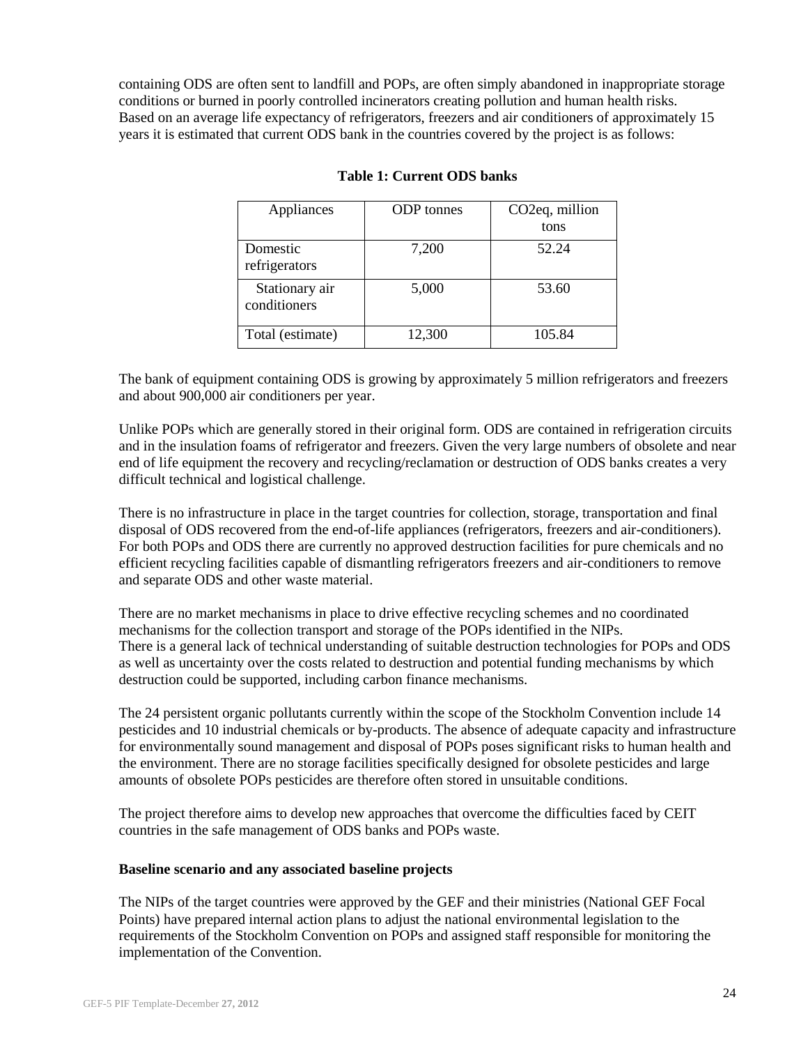containing ODS are often sent to landfill and POPs, are often simply abandoned in inappropriate storage conditions or burned in poorly controlled incinerators creating pollution and human health risks. Based on an average life expectancy of refrigerators, freezers and air conditioners of approximately 15 years it is estimated that current ODS bank in the countries covered by the project is as follows:

**Table 1: Current ODS banks**

| Appliances | ODP tonnes | CO2eq, million tons |
|---|---|---|
| Domestic refrigerators | 7,200 | 52.24 |
| Stationary air conditioners | 5,000 | 53.60 |
| Total (estimate) | 12,300 | 105.84 |

The bank of equipment containing ODS is growing by approximately 5 million refrigerators and freezers and about 900,000 air conditioners per year.

Unlike POPs which are generally stored in their original form. ODS are contained in refrigeration circuits and in the insulation foams of refrigerator and freezers. Given the very large numbers of obsolete and near end of life equipment the recovery and recycling/reclamation or destruction of ODS banks creates a very difficult technical and logistical challenge.

There is no infrastructure in place in the target countries for collection, storage, transportation and final disposal of ODS recovered from the end-of-life appliances (refrigerators, freezers and air-conditioners). For both POPs and ODS there are currently no approved destruction facilities for pure chemicals and no efficient recycling facilities capable of dismantling refrigerators freezers and air-conditioners to remove and separate ODS and other waste material.

There are no market mechanisms in place to drive effective recycling schemes and no coordinated mechanisms for the collection transport and storage of the POPs identified in the NIPs.
There is a general lack of technical understanding of suitable destruction technologies for POPs and ODS as well as uncertainty over the costs related to destruction and potential funding mechanisms by which destruction could be supported, including carbon finance mechanisms.

The 24 persistent organic pollutants currently within the scope of the Stockholm Convention include 14 pesticides and 10 industrial chemicals or by-products. The absence of adequate capacity and infrastructure for environmentally sound management and disposal of POPs poses significant risks to human health and the environment. There are no storage facilities specifically designed for obsolete pesticides and large amounts of obsolete POPs pesticides are therefore often stored in unsuitable conditions.

The project therefore aims to develop new approaches that overcome the difficulties faced by CEIT countries in the safe management of ODS banks and POPs waste.

**Baseline scenario and any associated baseline projects**

The NIPs of the target countries were approved by the GEF and their ministries (National GEF Focal Points) have prepared internal action plans to adjust the national environmental legislation to the requirements of the Stockholm Convention on POPs and assigned staff responsible for monitoring the implementation of the Convention.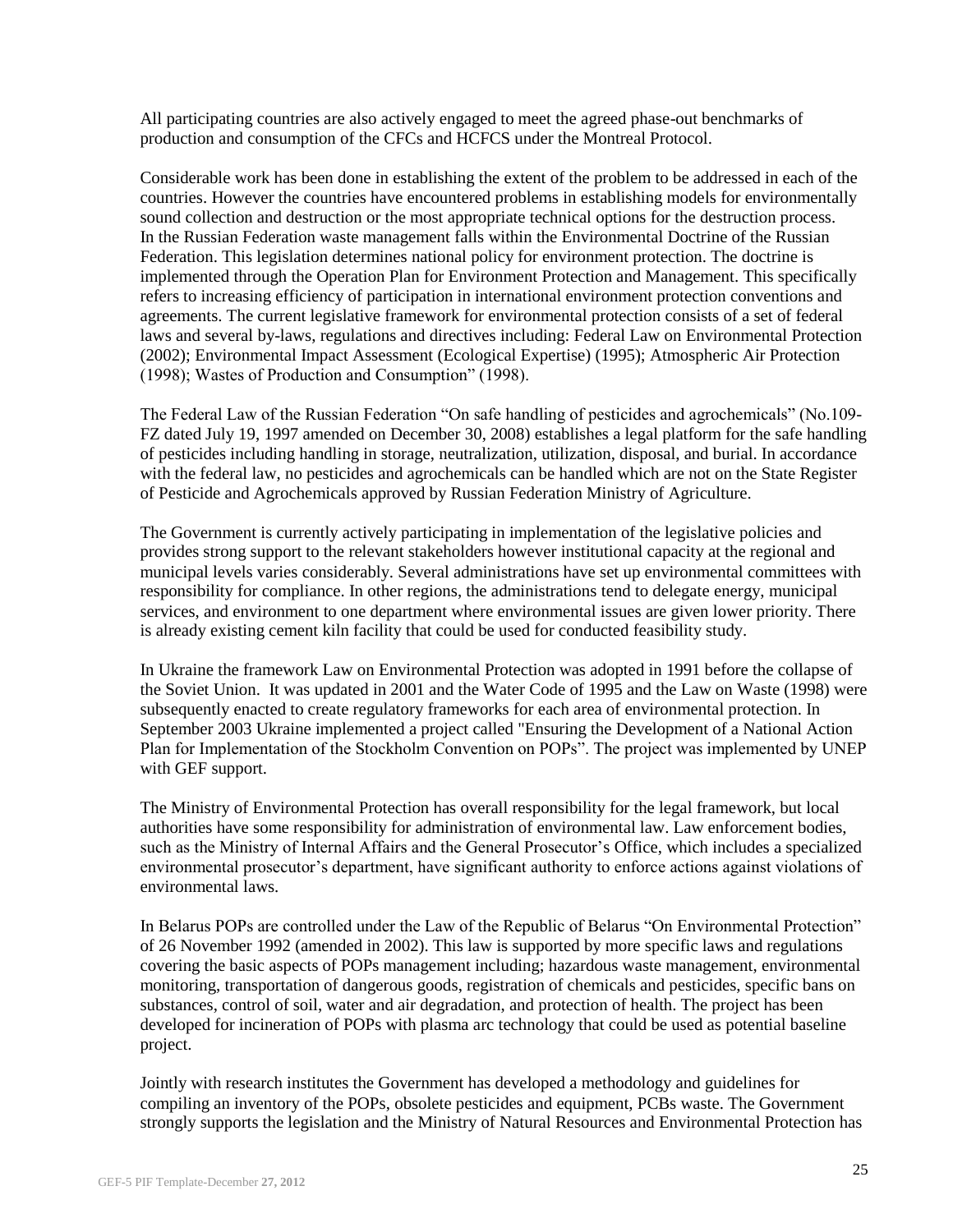All participating countries are also actively engaged to meet the agreed phase-out benchmarks of production and consumption of the CFCs and HCFCS under the Montreal Protocol.

Considerable work has been done in establishing the extent of the problem to be addressed in each of the countries. However the countries have encountered problems in establishing models for environmentally sound collection and destruction or the most appropriate technical options for the destruction process. In the Russian Federation waste management falls within the Environmental Doctrine of the Russian Federation. This legislation determines national policy for environment protection. The doctrine is implemented through the Operation Plan for Environment Protection and Management. This specifically refers to increasing efficiency of participation in international environment protection conventions and agreements. The current legislative framework for environmental protection consists of a set of federal laws and several by-laws, regulations and directives including: Federal Law on Environmental Protection (2002); Environmental Impact Assessment (Ecological Expertise) (1995); Atmospheric Air Protection (1998); Wastes of Production and Consumption" (1998).

The Federal Law of the Russian Federation "On safe handling of pesticides and agrochemicals" (No.109-FZ dated July 19, 1997 amended on December 30, 2008) establishes a legal platform for the safe handling of pesticides including handling in storage, neutralization, utilization, disposal, and burial. In accordance with the federal law, no pesticides and agrochemicals can be handled which are not on the State Register of Pesticide and Agrochemicals approved by Russian Federation Ministry of Agriculture.

The Government is currently actively participating in implementation of the legislative policies and provides strong support to the relevant stakeholders however institutional capacity at the regional and municipal levels varies considerably. Several administrations have set up environmental committees with responsibility for compliance. In other regions, the administrations tend to delegate energy, municipal services, and environment to one department where environmental issues are given lower priority. There is already existing cement kiln facility that could be used for conducted feasibility study.

In Ukraine the framework Law on Environmental Protection was adopted in 1991 before the collapse of the Soviet Union. It was updated in 2001 and the Water Code of 1995 and the Law on Waste (1998) were subsequently enacted to create regulatory frameworks for each area of environmental protection. In September 2003 Ukraine implemented a project called "Ensuring the Development of a National Action Plan for Implementation of the Stockholm Convention on POPs". The project was implemented by UNEP with GEF support.

The Ministry of Environmental Protection has overall responsibility for the legal framework, but local authorities have some responsibility for administration of environmental law. Law enforcement bodies, such as the Ministry of Internal Affairs and the General Prosecutor's Office, which includes a specialized environmental prosecutor's department, have significant authority to enforce actions against violations of environmental laws.

In Belarus POPs are controlled under the Law of the Republic of Belarus "On Environmental Protection" of 26 November 1992 (amended in 2002). This law is supported by more specific laws and regulations covering the basic aspects of POPs management including; hazardous waste management, environmental monitoring, transportation of dangerous goods, registration of chemicals and pesticides, specific bans on substances, control of soil, water and air degradation, and protection of health. The project has been developed for incineration of POPs with plasma arc technology that could be used as potential baseline project.

Jointly with research institutes the Government has developed a methodology and guidelines for compiling an inventory of the POPs, obsolete pesticides and equipment, PCBs waste. The Government strongly supports the legislation and the Ministry of Natural Resources and Environmental Protection has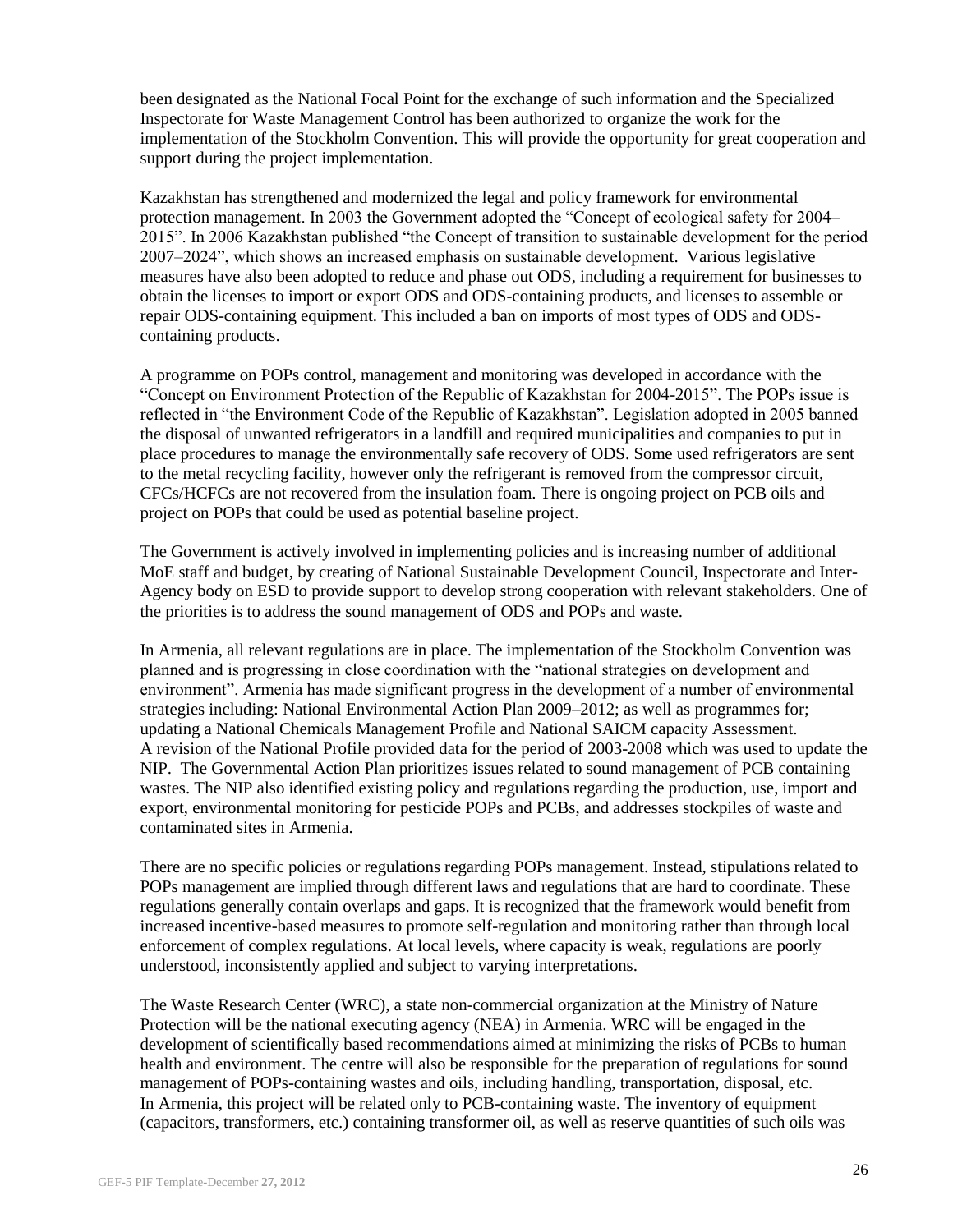been designated as the National Focal Point for the exchange of such information and the Specialized Inspectorate for Waste Management Control has been authorized to organize the work for the implementation of the Stockholm Convention. This will provide the opportunity for great cooperation and support during the project implementation.

Kazakhstan has strengthened and modernized the legal and policy framework for environmental protection management. In 2003 the Government adopted the "Concept of ecological safety for 2004–2015". In 2006 Kazakhstan published "the Concept of transition to sustainable development for the period 2007–2024", which shows an increased emphasis on sustainable development. Various legislative measures have also been adopted to reduce and phase out ODS, including a requirement for businesses to obtain the licenses to import or export ODS and ODS-containing products, and licenses to assemble or repair ODS-containing equipment. This included a ban on imports of most types of ODS and ODS-containing products.

A programme on POPs control, management and monitoring was developed in accordance with the "Concept on Environment Protection of the Republic of Kazakhstan for 2004-2015". The POPs issue is reflected in "the Environment Code of the Republic of Kazakhstan". Legislation adopted in 2005 banned the disposal of unwanted refrigerators in a landfill and required municipalities and companies to put in place procedures to manage the environmentally safe recovery of ODS. Some used refrigerators are sent to the metal recycling facility, however only the refrigerant is removed from the compressor circuit, CFCs/HCFCs are not recovered from the insulation foam. There is ongoing project on PCB oils and project on POPs that could be used as potential baseline project.

The Government is actively involved in implementing policies and is increasing number of additional MoE staff and budget, by creating of National Sustainable Development Council, Inspectorate and Inter-Agency body on ESD to provide support to develop strong cooperation with relevant stakeholders. One of the priorities is to address the sound management of ODS and POPs and waste.

In Armenia, all relevant regulations are in place. The implementation of the Stockholm Convention was planned and is progressing in close coordination with the "national strategies on development and environment". Armenia has made significant progress in the development of a number of environmental strategies including: National Environmental Action Plan 2009–2012; as well as programmes for; updating a National Chemicals Management Profile and National SAICM capacity Assessment. A revision of the National Profile provided data for the period of 2003-2008 which was used to update the NIP. The Governmental Action Plan prioritizes issues related to sound management of PCB containing wastes. The NIP also identified existing policy and regulations regarding the production, use, import and export, environmental monitoring for pesticide POPs and PCBs, and addresses stockpiles of waste and contaminated sites in Armenia.

There are no specific policies or regulations regarding POPs management. Instead, stipulations related to POPs management are implied through different laws and regulations that are hard to coordinate. These regulations generally contain overlaps and gaps. It is recognized that the framework would benefit from increased incentive-based measures to promote self-regulation and monitoring rather than through local enforcement of complex regulations. At local levels, where capacity is weak, regulations are poorly understood, inconsistently applied and subject to varying interpretations.

The Waste Research Center (WRC), a state non-commercial organization at the Ministry of Nature Protection will be the national executing agency (NEA) in Armenia. WRC will be engaged in the development of scientifically based recommendations aimed at minimizing the risks of PCBs to human health and environment. The centre will also be responsible for the preparation of regulations for sound management of POPs-containing wastes and oils, including handling, transportation, disposal, etc. In Armenia, this project will be related only to PCB-containing waste. The inventory of equipment (capacitors, transformers, etc.) containing transformer oil, as well as reserve quantities of such oils was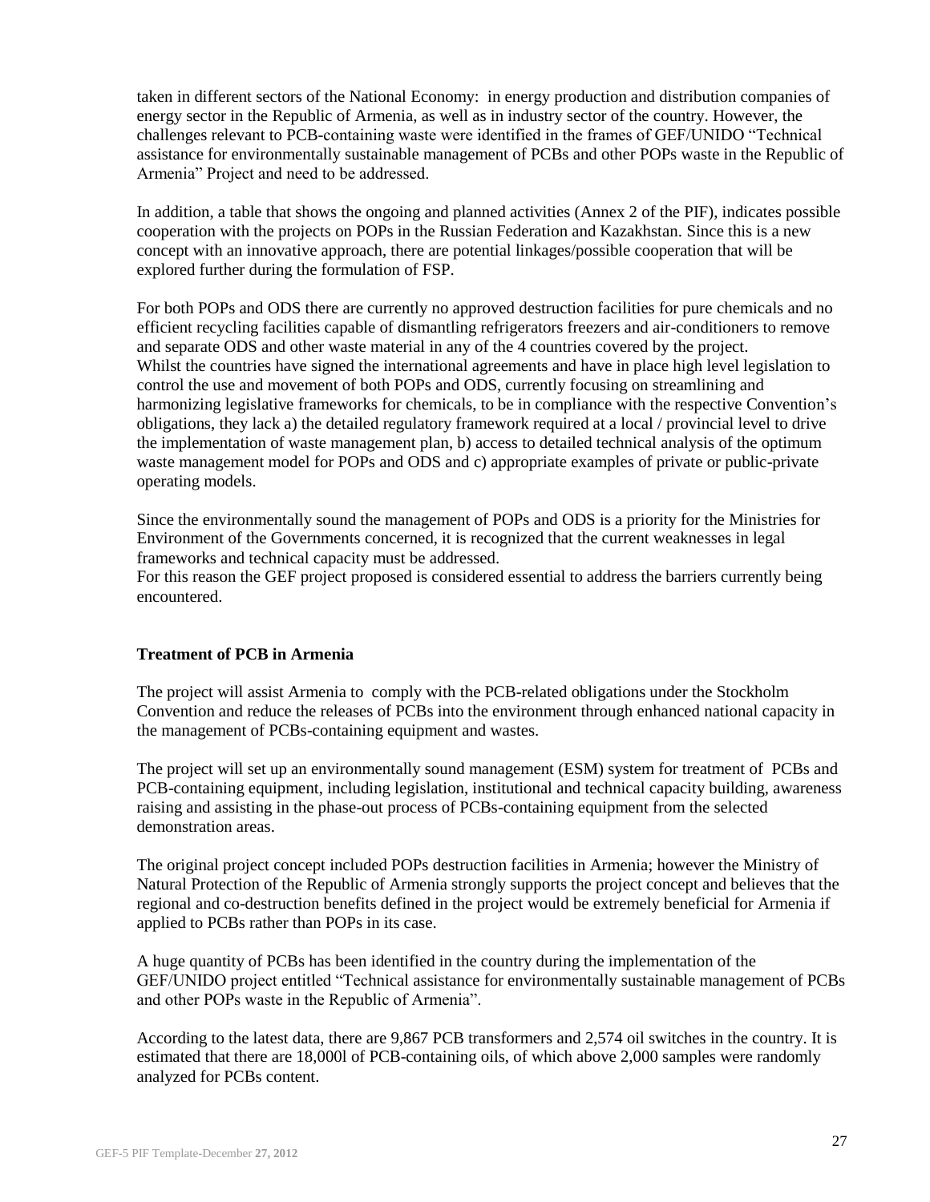taken in different sectors of the National Economy:  in energy production and distribution companies of energy sector in the Republic of Armenia, as well as in industry sector of the country. However, the challenges relevant to PCB-containing waste were identified in the frames of GEF/UNIDO "Technical assistance for environmentally sustainable management of PCBs and other POPs waste in the Republic of Armenia" Project and need to be addressed.

In addition, a table that shows the ongoing and planned activities (Annex 2 of the PIF), indicates possible cooperation with the projects on POPs in the Russian Federation and Kazakhstan. Since this is a new concept with an innovative approach, there are potential linkages/possible cooperation that will be explored further during the formulation of FSP.

For both POPs and ODS there are currently no approved destruction facilities for pure chemicals and no efficient recycling facilities capable of dismantling refrigerators freezers and air-conditioners to remove and separate ODS and other waste material in any of the 4 countries covered by the project.
Whilst the countries have signed the international agreements and have in place high level legislation to control the use and movement of both POPs and ODS, currently focusing on streamlining and harmonizing legislative frameworks for chemicals, to be in compliance with the respective Convention's obligations, they lack a) the detailed regulatory framework required at a local / provincial level to drive the implementation of waste management plan, b) access to detailed technical analysis of the optimum waste management model for POPs and ODS and c) appropriate examples of private or public-private operating models.

Since the environmentally sound the management of POPs and ODS is a priority for the Ministries for Environment of the Governments concerned, it is recognized that the current weaknesses in legal frameworks and technical capacity must be addressed.
For this reason the GEF project proposed is considered essential to address the barriers currently being encountered.

**Treatment of PCB in Armenia**

The project will assist Armenia to  comply with the PCB-related obligations under the Stockholm Convention and reduce the releases of PCBs into the environment through enhanced national capacity in the management of PCBs-containing equipment and wastes.

The project will set up an environmentally sound management (ESM) system for treatment of  PCBs and PCB-containing equipment, including legislation, institutional and technical capacity building, awareness raising and assisting in the phase-out process of PCBs-containing equipment from the selected demonstration areas.

The original project concept included POPs destruction facilities in Armenia; however the Ministry of Natural Protection of the Republic of Armenia strongly supports the project concept and believes that the regional and co-destruction benefits defined in the project would be extremely beneficial for Armenia if applied to PCBs rather than POPs in its case.

A huge quantity of PCBs has been identified in the country during the implementation of the GEF/UNIDO project entitled "Technical assistance for environmentally sustainable management of PCBs and other POPs waste in the Republic of Armenia".

According to the latest data, there are 9,867 PCB transformers and 2,574 oil switches in the country. It is estimated that there are 18,000l of PCB-containing oils, of which above 2,000 samples were randomly analyzed for PCBs content.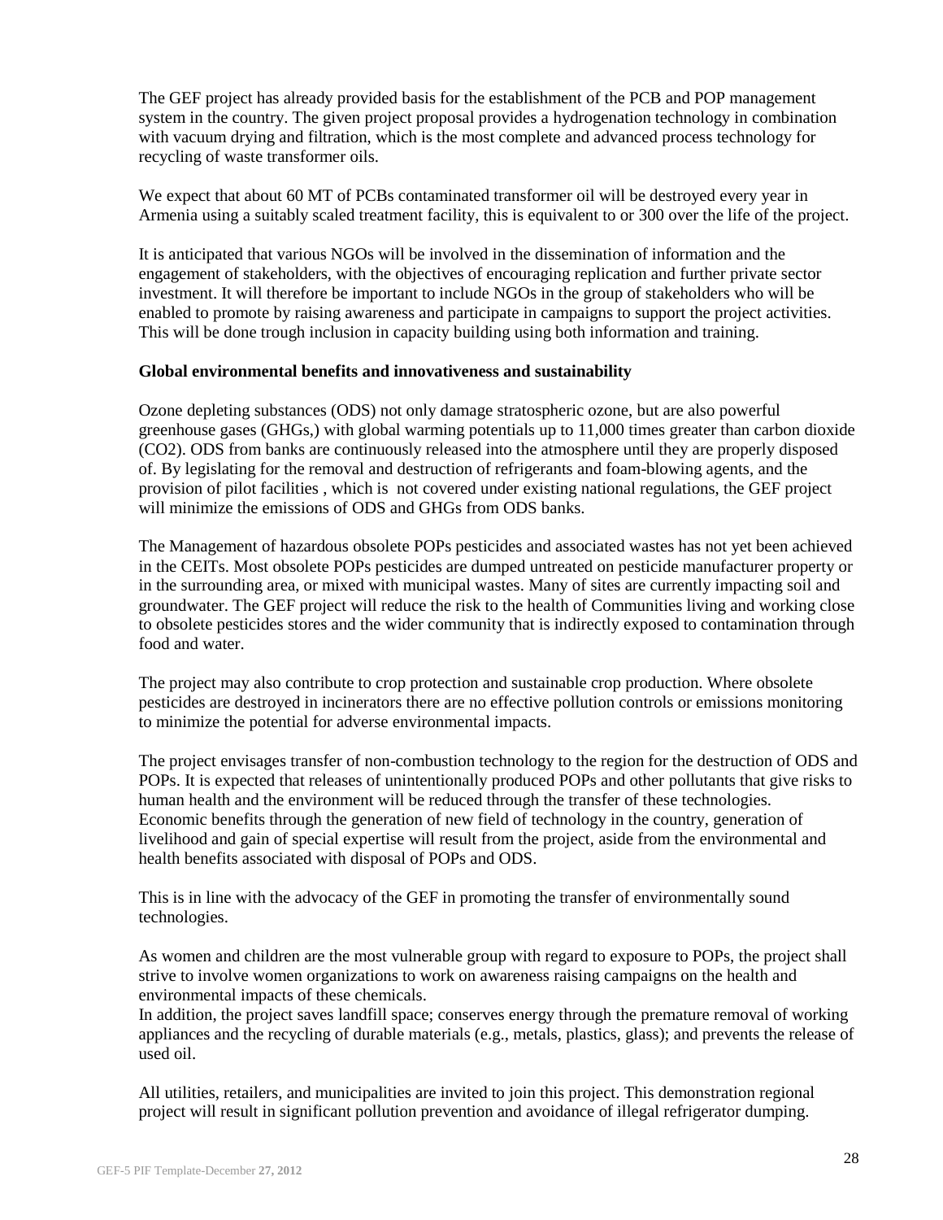The GEF project has already provided basis for the establishment of the PCB and POP management system in the country. The given project proposal provides a hydrogenation technology in combination with vacuum drying and filtration, which is the most complete and advanced process technology for recycling of waste transformer oils.

We expect that about 60 MT of PCBs contaminated transformer oil will be destroyed every year in Armenia using a suitably scaled treatment facility, this is equivalent to or 300 over the life of the project.

It is anticipated that various NGOs will be involved in the dissemination of information and the engagement of stakeholders, with the objectives of encouraging replication and further private sector investment. It will therefore be important to include NGOs in the group of stakeholders who will be enabled to promote by raising awareness and participate in campaigns to support the project activities. This will be done trough inclusion in capacity building using both information and training.

**Global environmental benefits and innovativeness and sustainability**

Ozone depleting substances (ODS) not only damage stratospheric ozone, but are also powerful greenhouse gases (GHGs,) with global warming potentials up to 11,000 times greater than carbon dioxide ($CO_2$). ODS from banks are continuously released into the atmosphere until they are properly disposed of. By legislating for the removal and destruction of refrigerants and foam-blowing agents, and the provision of pilot facilities , which is not covered under existing national regulations, the GEF project will minimize the emissions of ODS and GHGs from ODS banks.

The Management of hazardous obsolete POPs pesticides and associated wastes has not yet been achieved in the CEITs. Most obsolete POPs pesticides are dumped untreated on pesticide manufacturer property or in the surrounding area, or mixed with municipal wastes. Many of sites are currently impacting soil and groundwater. The GEF project will reduce the risk to the health of Communities living and working close to obsolete pesticides stores and the wider community that is indirectly exposed to contamination through food and water.

The project may also contribute to crop protection and sustainable crop production. Where obsolete pesticides are destroyed in incinerators there are no effective pollution controls or emissions monitoring to minimize the potential for adverse environmental impacts.

The project envisages transfer of non-combustion technology to the region for the destruction of ODS and POPs. It is expected that releases of unintentionally produced POPs and other pollutants that give risks to human health and the environment will be reduced through the transfer of these technologies. Economic benefits through the generation of new field of technology in the country, generation of livelihood and gain of special expertise will result from the project, aside from the environmental and health benefits associated with disposal of POPs and ODS.

This is in line with the advocacy of the GEF in promoting the transfer of environmentally sound technologies.

As women and children are the most vulnerable group with regard to exposure to POPs, the project shall strive to involve women organizations to work on awareness raising campaigns on the health and environmental impacts of these chemicals.
In addition, the project saves landfill space; conserves energy through the premature removal of working appliances and the recycling of durable materials (e.g., metals, plastics, glass); and prevents the release of used oil.

All utilities, retailers, and municipalities are invited to join this project. This demonstration regional project will result in significant pollution prevention and avoidance of illegal refrigerator dumping.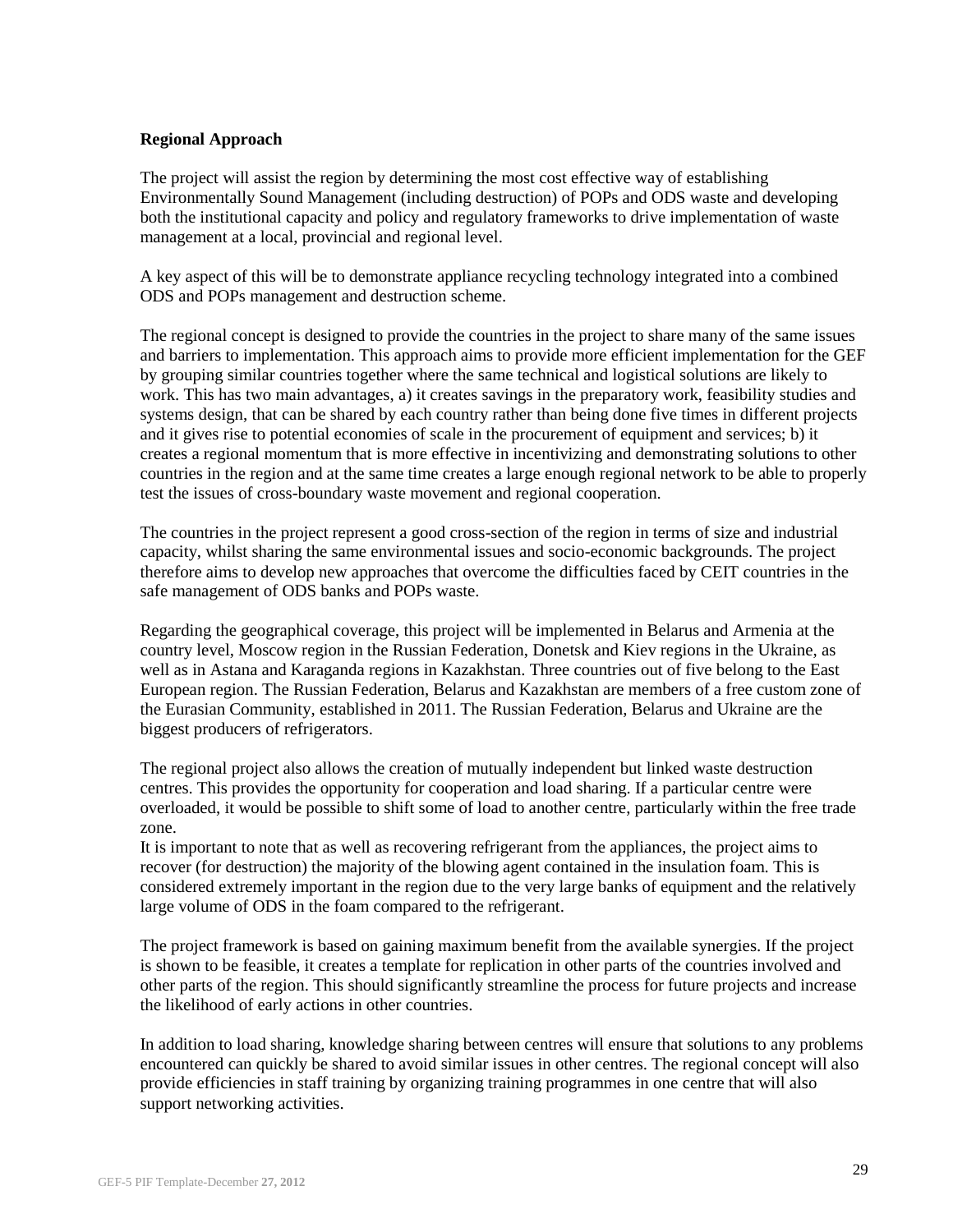**Regional Approach**

The project will assist the region by determining the most cost effective way of establishing Environmentally Sound Management (including destruction) of POPs and ODS waste and developing both the institutional capacity and policy and regulatory frameworks to drive implementation of waste management at a local, provincial and regional level.

A key aspect of this will be to demonstrate appliance recycling technology integrated into a combined ODS and POPs management and destruction scheme.

The regional concept is designed to provide the countries in the project to share many of the same issues and barriers to implementation. This approach aims to provide more efficient implementation for the GEF by grouping similar countries together where the same technical and logistical solutions are likely to work. This has two main advantages, a) it creates savings in the preparatory work, feasibility studies and systems design, that can be shared by each country rather than being done five times in different projects and it gives rise to potential economies of scale in the procurement of equipment and services; b) it creates a regional momentum that is more effective in incentivizing and demonstrating solutions to other countries in the region and at the same time creates a large enough regional network to be able to properly test the issues of cross-boundary waste movement and regional cooperation.

The countries in the project represent a good cross-section of the region in terms of size and industrial capacity, whilst sharing the same environmental issues and socio-economic backgrounds. The project therefore aims to develop new approaches that overcome the difficulties faced by CEIT countries in the safe management of ODS banks and POPs waste.

Regarding the geographical coverage, this project will be implemented in Belarus and Armenia at the country level, Moscow region in the Russian Federation, Donetsk and Kiev regions in the Ukraine, as well as in Astana and Karaganda regions in Kazakhstan. Three countries out of five belong to the East European region. The Russian Federation, Belarus and Kazakhstan are members of a free custom zone of the Eurasian Community, established in 2011. The Russian Federation, Belarus and Ukraine are the biggest producers of refrigerators.

The regional project also allows the creation of mutually independent but linked waste destruction centres. This provides the opportunity for cooperation and load sharing. If a particular centre were overloaded, it would be possible to shift some of load to another centre, particularly within the free trade zone.

It is important to note that as well as recovering refrigerant from the appliances, the project aims to recover (for destruction) the majority of the blowing agent contained in the insulation foam. This is considered extremely important in the region due to the very large banks of equipment and the relatively large volume of ODS in the foam compared to the refrigerant.

The project framework is based on gaining maximum benefit from the available synergies. If the project is shown to be feasible, it creates a template for replication in other parts of the countries involved and other parts of the region. This should significantly streamline the process for future projects and increase the likelihood of early actions in other countries.

In addition to load sharing, knowledge sharing between centres will ensure that solutions to any problems encountered can quickly be shared to avoid similar issues in other centres. The regional concept will also provide efficiencies in staff training by organizing training programmes in one centre that will also support networking activities.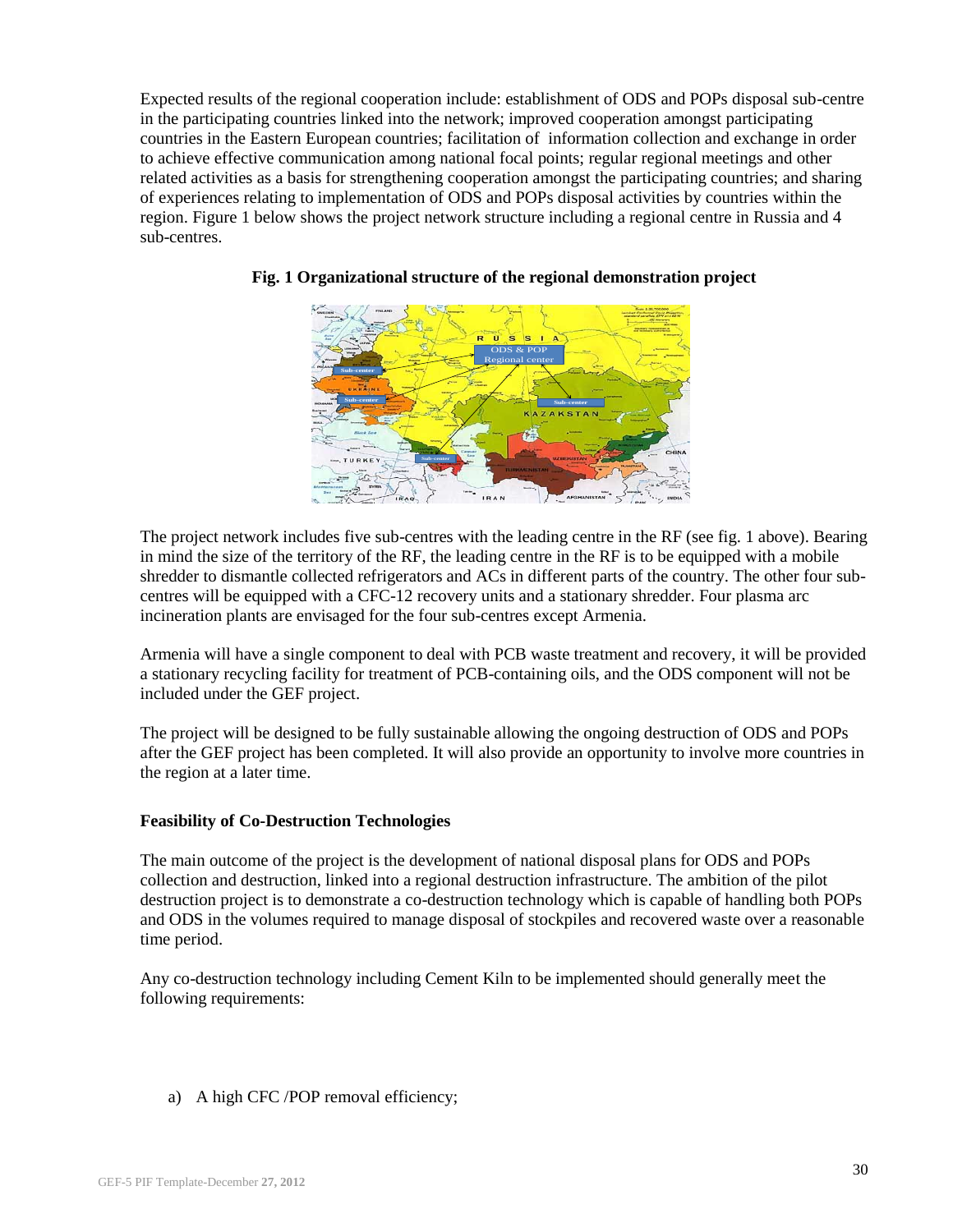Expected results of the regional cooperation include: establishment of ODS and POPs disposal sub-centre in the participating countries linked into the network; improved cooperation amongst participating countries in the Eastern European countries; facilitation of information collection and exchange in order to achieve effective communication among national focal points; regular regional meetings and other related activities as a basis for strengthening cooperation amongst the participating countries; and sharing of experiences relating to implementation of ODS and POPs disposal activities by countries within the region. Figure 1 below shows the project network structure including a regional centre in Russia and 4 sub-centres.

**Fig. 1 Organizational structure of the regional demonstration project**

The project network includes five sub-centres with the leading centre in the RF (see fig. 1 above). Bearing in mind the size of the territory of the RF, the leading centre in the RF is to be equipped with a mobile shredder to dismantle collected refrigerators and ACs in different parts of the country. The other four sub-centres will be equipped with a CFC-12 recovery units and a stationary shredder. Four plasma arc incineration plants are envisaged for the four sub-centres except Armenia.

Armenia will have a single component to deal with PCB waste treatment and recovery, it will be provided a stationary recycling facility for treatment of PCB-containing oils, and the ODS component will not be included under the GEF project.

The project will be designed to be fully sustainable allowing the ongoing destruction of ODS and POPs after the GEF project has been completed. It will also provide an opportunity to involve more countries in the region at a later time.

**Feasibility of Co-Destruction Technologies**

The main outcome of the project is the development of national disposal plans for ODS and POPs collection and destruction, linked into a regional destruction infrastructure. The ambition of the pilot destruction project is to demonstrate a co-destruction technology which is capable of handling both POPs and ODS in the volumes required to manage disposal of stockpiles and recovered waste over a reasonable time period.

Any co-destruction technology including Cement Kiln to be implemented should generally meet the following requirements:

a) A high CFC /POP removal efficiency;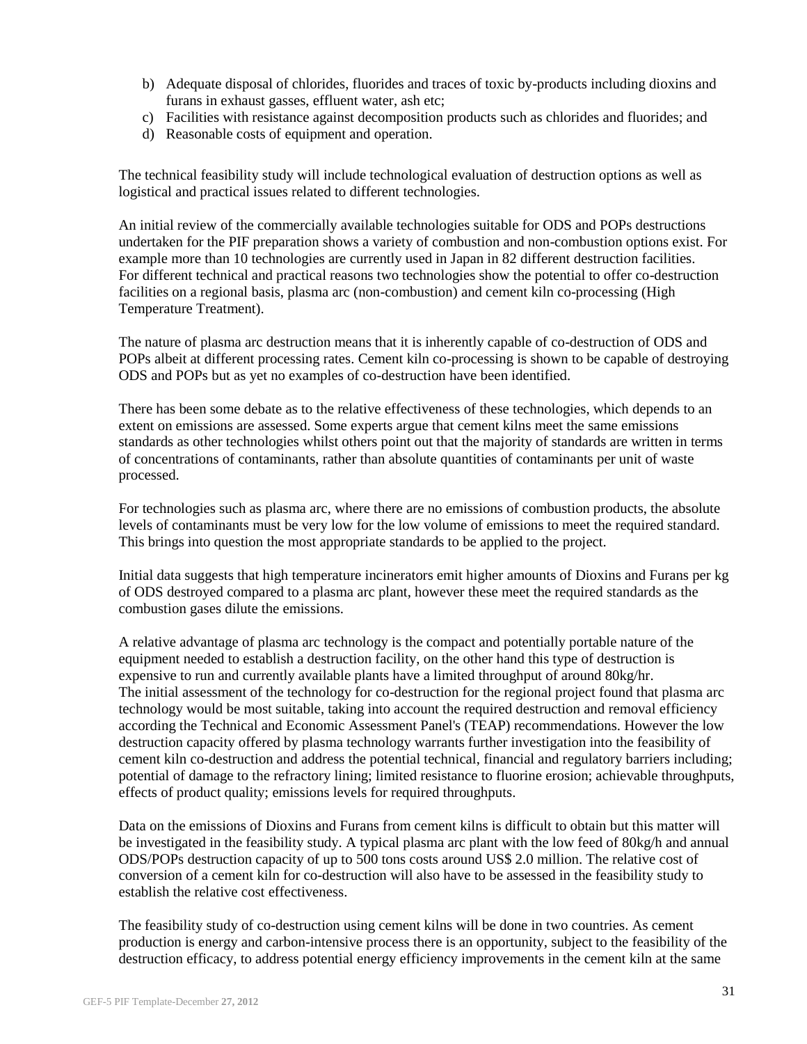b) Adequate disposal of chlorides, fluorides and traces of toxic by-products including dioxins and furans in exhaust gasses, effluent water, ash etc;
c) Facilities with resistance against decomposition products such as chlorides and fluorides; and
d) Reasonable costs of equipment and operation.

The technical feasibility study will include technological evaluation of destruction options as well as logistical and practical issues related to different technologies.

An initial review of the commercially available technologies suitable for ODS and POPs destructions undertaken for the PIF preparation shows a variety of combustion and non-combustion options exist. For example more than 10 technologies are currently used in Japan in 82 different destruction facilities. For different technical and practical reasons two technologies show the potential to offer co-destruction facilities on a regional basis, plasma arc (non-combustion) and cement kiln co-processing (High Temperature Treatment).

The nature of plasma arc destruction means that it is inherently capable of co-destruction of ODS and POPs albeit at different processing rates. Cement kiln co-processing is shown to be capable of destroying ODS and POPs but as yet no examples of co-destruction have been identified.

There has been some debate as to the relative effectiveness of these technologies, which depends to an extent on emissions are assessed. Some experts argue that cement kilns meet the same emissions standards as other technologies whilst others point out that the majority of standards are written in terms of concentrations of contaminants, rather than absolute quantities of contaminants per unit of waste processed.

For technologies such as plasma arc, where there are no emissions of combustion products, the absolute levels of contaminants must be very low for the low volume of emissions to meet the required standard. This brings into question the most appropriate standards to be applied to the project.

Initial data suggests that high temperature incinerators emit higher amounts of Dioxins and Furans per kg of ODS destroyed compared to a plasma arc plant, however these meet the required standards as the combustion gases dilute the emissions.

A relative advantage of plasma arc technology is the compact and potentially portable nature of the equipment needed to establish a destruction facility, on the other hand this type of destruction is expensive to run and currently available plants have a limited throughput of around 80kg/hr.
The initial assessment of the technology for co-destruction for the regional project found that plasma arc technology would be most suitable, taking into account the required destruction and removal efficiency according the Technical and Economic Assessment Panel's (TEAP) recommendations. However the low destruction capacity offered by plasma technology warrants further investigation into the feasibility of cement kiln co-destruction and address the potential technical, financial and regulatory barriers including; potential of damage to the refractory lining; limited resistance to fluorine erosion; achievable throughputs, effects of product quality; emissions levels for required throughputs.

Data on the emissions of Dioxins and Furans from cement kilns is difficult to obtain but this matter will be investigated in the feasibility study. A typical plasma arc plant with the low feed of 80kg/h and annual ODS/POPs destruction capacity of up to 500 tons costs around US$ 2.0 million. The relative cost of conversion of a cement kiln for co-destruction will also have to be assessed in the feasibility study to establish the relative cost effectiveness.

The feasibility study of co-destruction using cement kilns will be done in two countries. As cement production is energy and carbon-intensive process there is an opportunity, subject to the feasibility of the destruction efficacy, to address potential energy efficiency improvements in the cement kiln at the same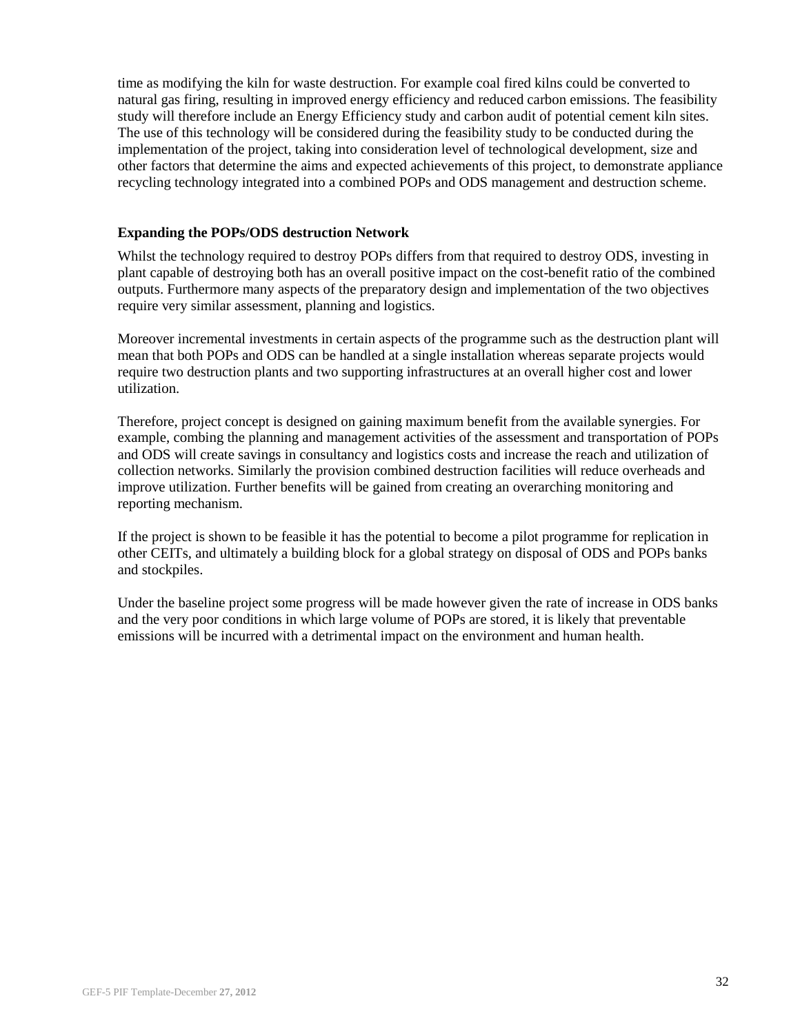time as modifying the kiln for waste destruction. For example coal fired kilns could be converted to natural gas firing, resulting in improved energy efficiency and reduced carbon emissions. The feasibility study will therefore include an Energy Efficiency study and carbon audit of potential cement kiln sites. The use of this technology will be considered during the feasibility study to be conducted during the implementation of the project, taking into consideration level of technological development, size and other factors that determine the aims and expected achievements of this project, to demonstrate appliance recycling technology integrated into a combined POPs and ODS management and destruction scheme.

**Expanding the POPs/ODS destruction Network**

Whilst the technology required to destroy POPs differs from that required to destroy ODS, investing in plant capable of destroying both has an overall positive impact on the cost-benefit ratio of the combined outputs. Furthermore many aspects of the preparatory design and implementation of the two objectives require very similar assessment, planning and logistics.

Moreover incremental investments in certain aspects of the programme such as the destruction plant will mean that both POPs and ODS can be handled at a single installation whereas separate projects would require two destruction plants and two supporting infrastructures at an overall higher cost and lower utilization.

Therefore, project concept is designed on gaining maximum benefit from the available synergies. For example, combing the planning and management activities of the assessment and transportation of POPs and ODS will create savings in consultancy and logistics costs and increase the reach and utilization of collection networks. Similarly the provision combined destruction facilities will reduce overheads and improve utilization. Further benefits will be gained from creating an overarching monitoring and reporting mechanism.

If the project is shown to be feasible it has the potential to become a pilot programme for replication in other CEITs, and ultimately a building block for a global strategy on disposal of ODS and POPs banks and stockpiles.

Under the baseline project some progress will be made however given the rate of increase in ODS banks and the very poor conditions in which large volume of POPs are stored, it is likely that preventable emissions will be incurred with a detrimental impact on the environment and human health.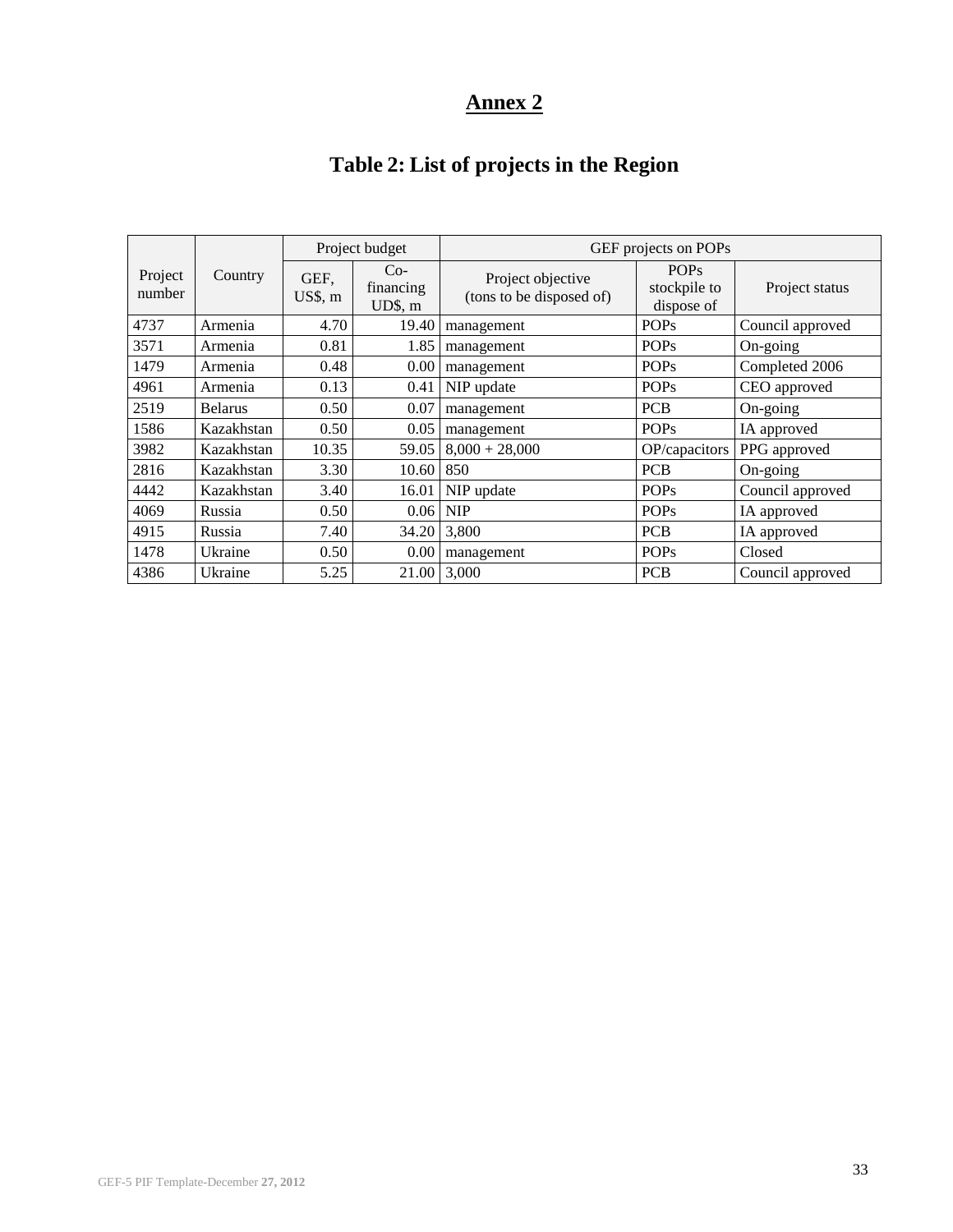# Annex 2

## Table 2: List of projects in the Region

| Project number | Country | Project budget | | GEF projects on POPs | | |
|---|---|---|---|---|---|---|
| | | GEF, US$, m | Co-financing UD$, m | Project objective (tons to be disposed of) | POPs stockpile to dispose of | Project status |
| 4737 | Armenia | 4.70 | 19.40 | management | POPs | Council approved |
| 3571 | Armenia | 0.81 | 1.85 | management | POPs | On-going |
| 1479 | Armenia | 0.48 | 0.00 | management | POPs | Completed 2006 |
| 4961 | Armenia | 0.13 | 0.41 | NIP update | POPs | CEO approved |
| 2519 | Belarus | 0.50 | 0.07 | management | PCB | On-going |
| 1586 | Kazakhstan | 0.50 | 0.05 | management | POPs | IA approved |
| 3982 | Kazakhstan | 10.35 | 59.05 | 8,000 + 28,000 | OP/capacitors | PPG approved |
| 2816 | Kazakhstan | 3.30 | 10.60 | 850 | PCB | On-going |
| 4442 | Kazakhstan | 3.40 | 16.01 | NIP update | POPs | Council approved |
| 4069 | Russia | 0.50 | 0.06 | NIP | POPs | IA approved |
| 4915 | Russia | 7.40 | 34.20 | 3,800 | PCB | IA approved |
| 1478 | Ukraine | 0.50 | 0.00 | management | POPs | Closed |
| 4386 | Ukraine | 5.25 | 21.00 | 3,000 | PCB | Council approved |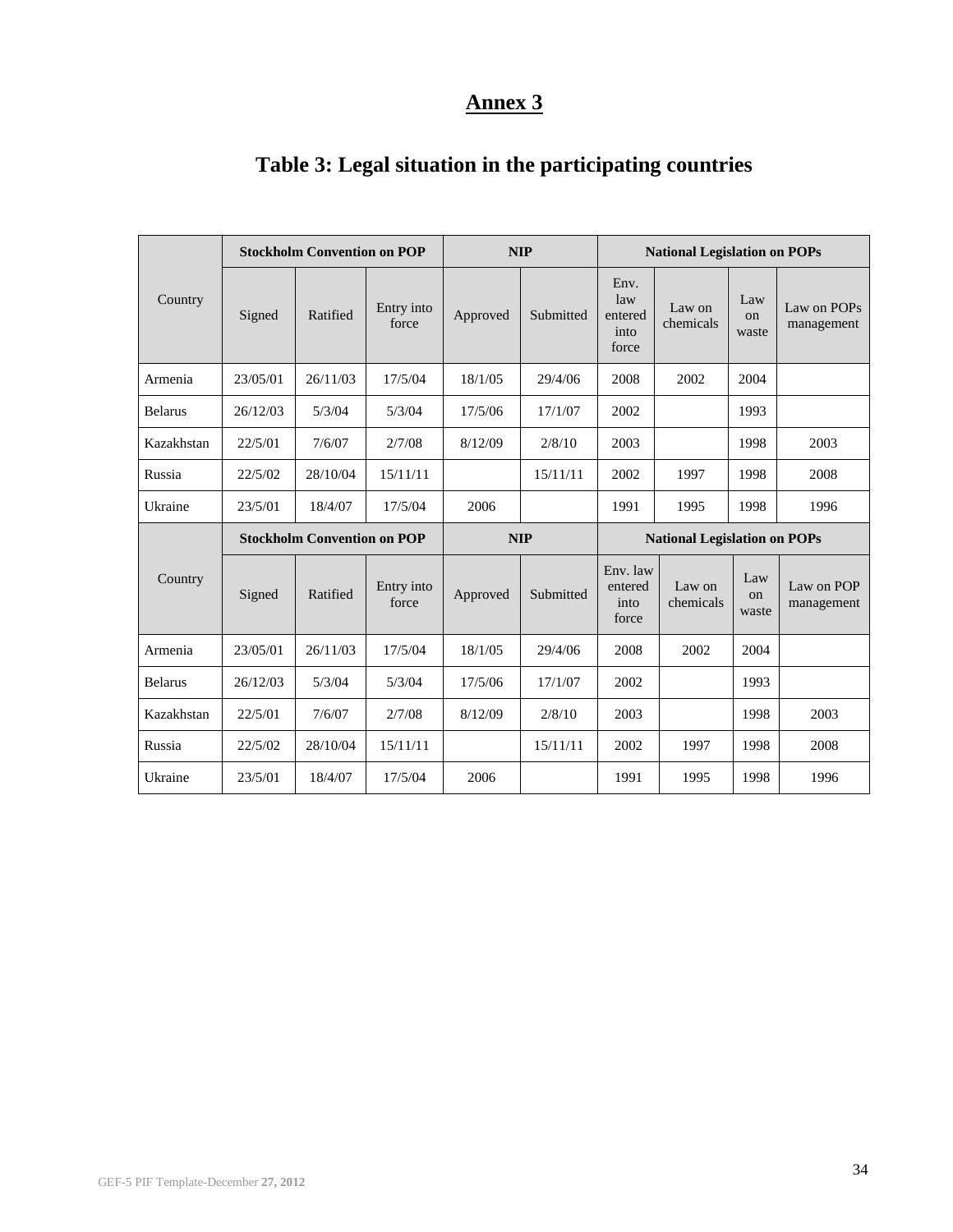# Annex 3

## Table 3: Legal situation in the participating countries

| Country | Stockholm Convention on POP | | | NIP | | National Legislation on POPs | | | |
|---|---|---|---|---|---|---|---|---|---|
| | Signed | Ratified | Entry into force | Approved | Submitted | Env. law entered into force | Law on chemicals | Law on waste | Law on POPs management |
| Armenia | 23/05/01 | 26/11/03 | 17/5/04 | 18/1/05 | 29/4/06 | 2008 | 2002 | 2004 | |
| Belarus | 26/12/03 | 5/3/04 | 5/3/04 | 17/5/06 | 17/1/07 | 2002 | | 1993 | |
| Kazakhstan | 22/5/01 | 7/6/07 | 2/7/08 | 8/12/09 | 2/8/10 | 2003 | | 1998 | 2003 |
| Russia | 22/5/02 | 28/10/04 | 15/11/11 | | 15/11/11 | 2002 | 1997 | 1998 | 2008 |
| Ukraine | 23/5/01 | 18/4/07 | 17/5/04 | 2006 | | 1991 | 1995 | 1998 | 1996 |

| Country | Stockholm Convention on POP | | | NIP | | National Legislation on POPs | | | |
|---|---|---|---|---|---|---|---|---|---|
| | Signed | Ratified | Entry into force | Approved | Submitted | Env. law entered into force | Law on chemicals | Law on waste | Law on POP management |
| Armenia | 23/05/01 | 26/11/03 | 17/5/04 | 18/1/05 | 29/4/06 | 2008 | 2002 | 2004 | |
| Belarus | 26/12/03 | 5/3/04 | 5/3/04 | 17/5/06 | 17/1/07 | 2002 | | 1993 | |
| Kazakhstan | 22/5/01 | 7/6/07 | 2/7/08 | 8/12/09 | 2/8/10 | 2003 | | 1998 | 2003 |
| Russia | 22/5/02 | 28/10/04 | 15/11/11 | | 15/11/11 | 2002 | 1997 | 1998 | 2008 |
| Ukraine | 23/5/01 | 18/4/07 | 17/5/04 | 2006 | | 1991 | 1995 | 1998 | 1996 |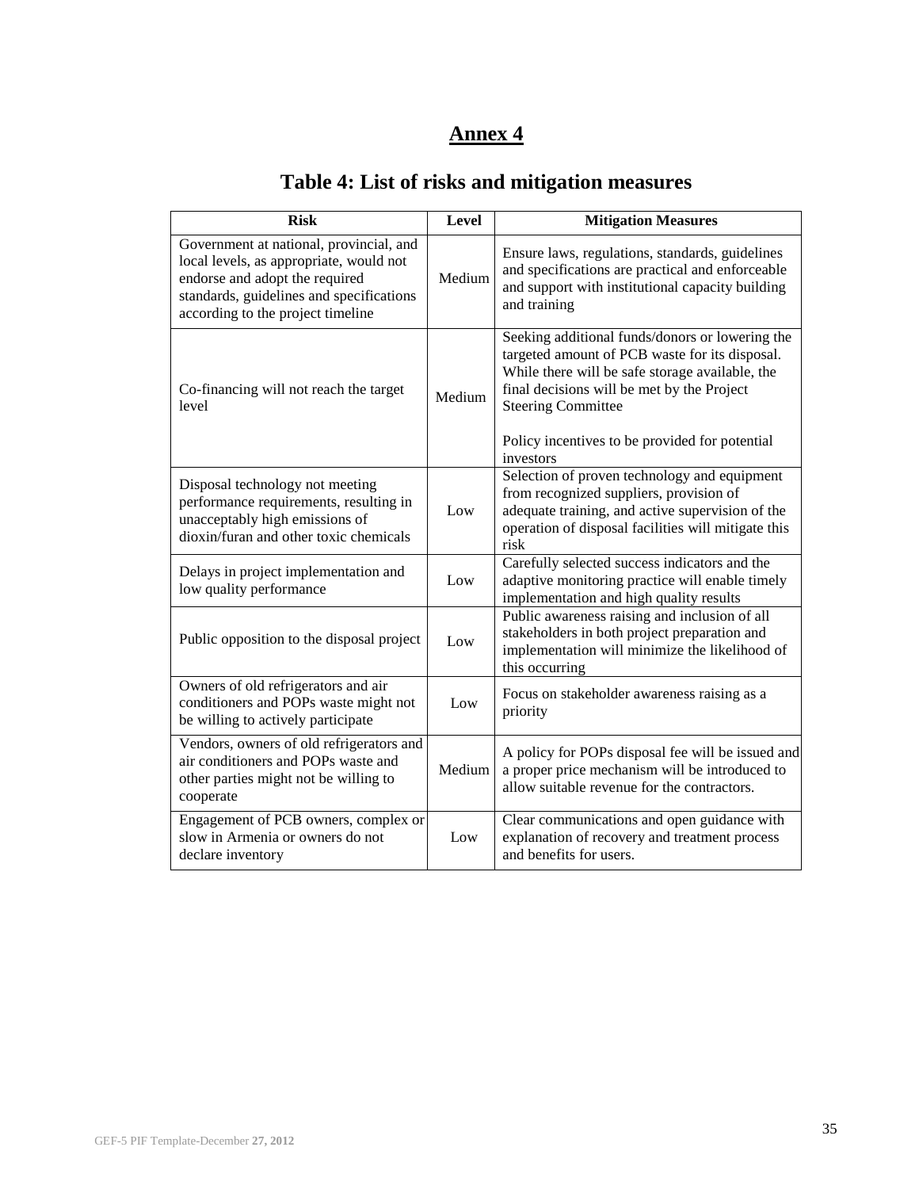# Annex 4

## Table 4: List of risks and mitigation measures

| Risk | Level | Mitigation Measures |
|---|---|---|
| Government at national, provincial, and local levels, as appropriate, would not endorse and adopt the required standards, guidelines and specifications according to the project timeline | Medium | Ensure laws, regulations, standards, guidelines and specifications are practical and enforceable and support with institutional capacity building and training |
| Co-financing will not reach the target level | Medium | Seeking additional funds/donors or lowering the targeted amount of PCB waste for its disposal. While there will be safe storage available, the final decisions will be met by the Project Steering Committee<br><br>Policy incentives to be provided for potential investors |
| Disposal technology not meeting performance requirements, resulting in unacceptably high emissions of dioxin/furan and other toxic chemicals | Low | Selection of proven technology and equipment from recognized suppliers, provision of adequate training, and active supervision of the operation of disposal facilities will mitigate this risk |
| Delays in project implementation and low quality performance | Low | Carefully selected success indicators and the adaptive monitoring practice will enable timely implementation and high quality results |
| Public opposition to the disposal project | Low | Public awareness raising and inclusion of all stakeholders in both project preparation and implementation will minimize the likelihood of this occurring |
| Owners of old refrigerators and air conditioners and POPs waste might not be willing to actively participate | Low | Focus on stakeholder awareness raising as a priority |
| Vendors, owners of old refrigerators and air conditioners and POPs waste and other parties might not be willing to cooperate | Medium | A policy for POPs disposal fee will be issued and a proper price mechanism will be introduced to allow suitable revenue for the contractors. |
| Engagement of PCB owners, complex or slow in Armenia or owners do not declare inventory | Low | Clear communications and open guidance with explanation of recovery and treatment process and benefits for users. |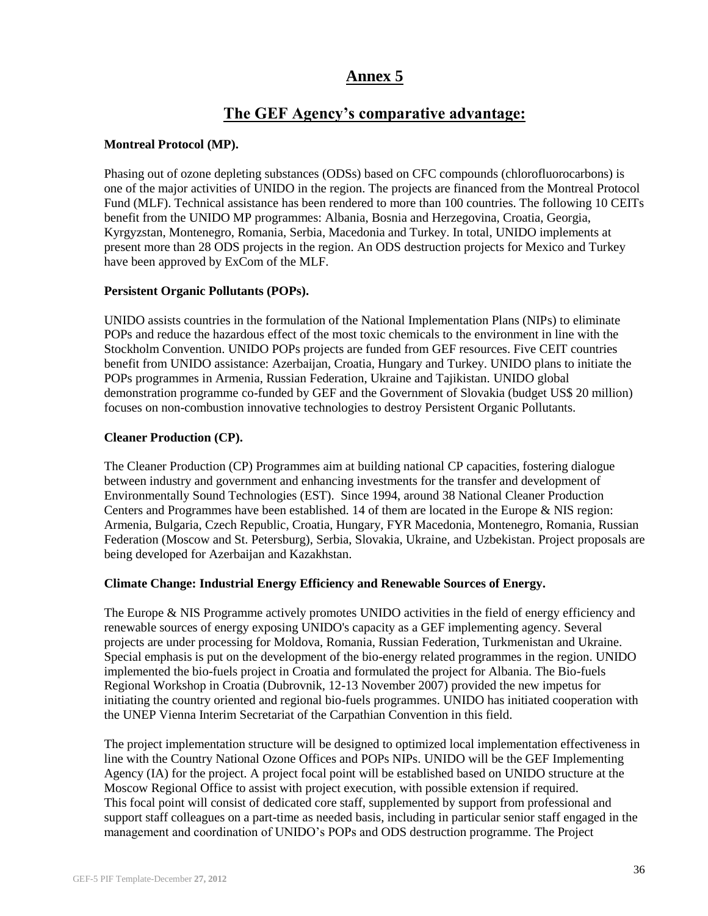# Annex 5

## The GEF Agency's comparative advantage:

**Montreal Protocol (MP).**

Phasing out of ozone depleting substances (ODSs) based on CFC compounds (chlorofluorocarbons) is one of the major activities of UNIDO in the region. The projects are financed from the Montreal Protocol Fund (MLF). Technical assistance has been rendered to more than 100 countries. The following 10 CEITs benefit from the UNIDO MP programmes: Albania, Bosnia and Herzegovina, Croatia, Georgia, Kyrgyzstan, Montenegro, Romania, Serbia, Macedonia and Turkey. In total, UNIDO implements at present more than 28 ODS projects in the region. An ODS destruction projects for Mexico and Turkey have been approved by ExCom of the MLF.

**Persistent Organic Pollutants (POPs).**

UNIDO assists countries in the formulation of the National Implementation Plans (NIPs) to eliminate POPs and reduce the hazardous effect of the most toxic chemicals to the environment in line with the Stockholm Convention. UNIDO POPs projects are funded from GEF resources. Five CEIT countries benefit from UNIDO assistance: Azerbaijan, Croatia, Hungary and Turkey. UNIDO plans to initiate the POPs programmes in Armenia, Russian Federation, Ukraine and Tajikistan. UNIDO global demonstration programme co-funded by GEF and the Government of Slovakia (budget US$ 20 million) focuses on non-combustion innovative technologies to destroy Persistent Organic Pollutants.

**Cleaner Production (CP).**

The Cleaner Production (CP) Programmes aim at building national CP capacities, fostering dialogue between industry and government and enhancing investments for the transfer and development of Environmentally Sound Technologies (EST). Since 1994, around 38 National Cleaner Production Centers and Programmes have been established. 14 of them are located in the Europe & NIS region: Armenia, Bulgaria, Czech Republic, Croatia, Hungary, FYR Macedonia, Montenegro, Romania, Russian Federation (Moscow and St. Petersburg), Serbia, Slovakia, Ukraine, and Uzbekistan. Project proposals are being developed for Azerbaijan and Kazakhstan.

**Climate Change: Industrial Energy Efficiency and Renewable Sources of Energy.**

The Europe & NIS Programme actively promotes UNIDO activities in the field of energy efficiency and renewable sources of energy exposing UNIDO's capacity as a GEF implementing agency. Several projects are under processing for Moldova, Romania, Russian Federation, Turkmenistan and Ukraine. Special emphasis is put on the development of the bio-energy related programmes in the region. UNIDO implemented the bio-fuels project in Croatia and formulated the project for Albania. The Bio-fuels Regional Workshop in Croatia (Dubrovnik, 12-13 November 2007) provided the new impetus for initiating the country oriented and regional bio-fuels programmes. UNIDO has initiated cooperation with the UNEP Vienna Interim Secretariat of the Carpathian Convention in this field.

The project implementation structure will be designed to optimized local implementation effectiveness in line with the Country National Ozone Offices and POPs NIPs. UNIDO will be the GEF Implementing Agency (IA) for the project. A project focal point will be established based on UNIDO structure at the Moscow Regional Office to assist with project execution, with possible extension if required.
This focal point will consist of dedicated core staff, supplemented by support from professional and support staff colleagues on a part-time as needed basis, including in particular senior staff engaged in the management and coordination of UNIDO's POPs and ODS destruction programme. The Project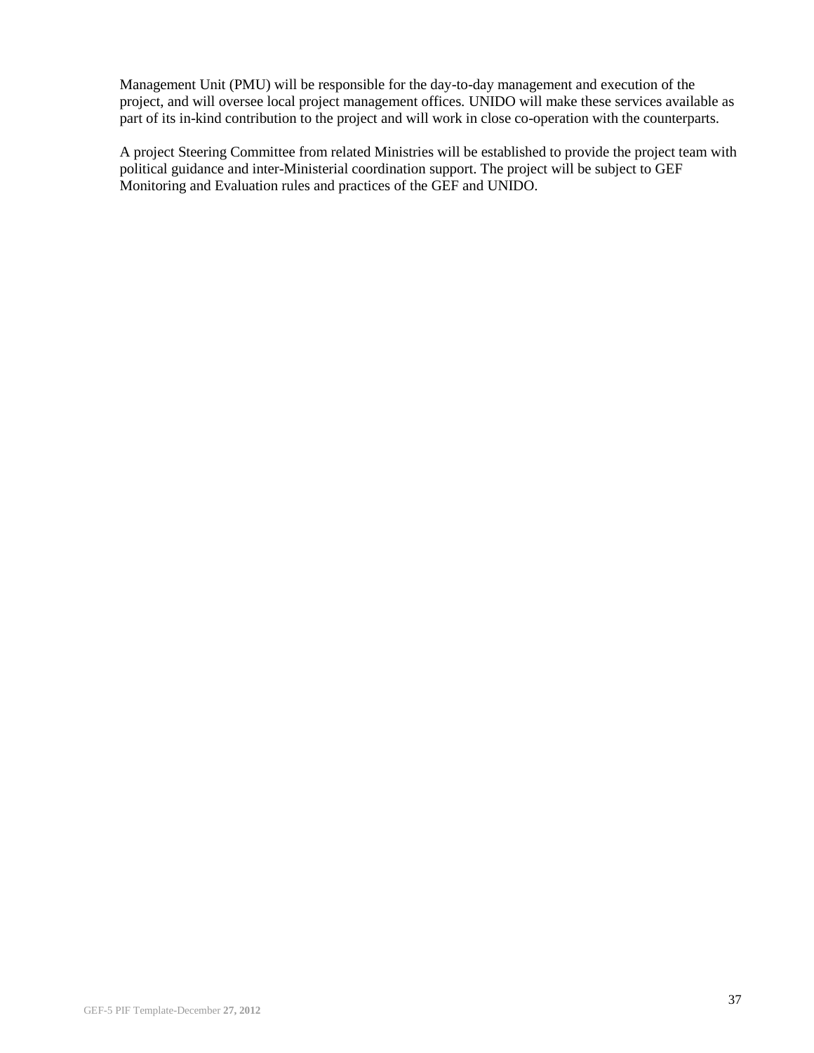Management Unit (PMU) will be responsible for the day-to-day management and execution of the project, and will oversee local project management offices. UNIDO will make these services available as part of its in-kind contribution to the project and will work in close co-operation with the counterparts.

A project Steering Committee from related Ministries will be established to provide the project team with political guidance and inter-Ministerial coordination support. The project will be subject to GEF Monitoring and Evaluation rules and practices of the GEF and UNIDO.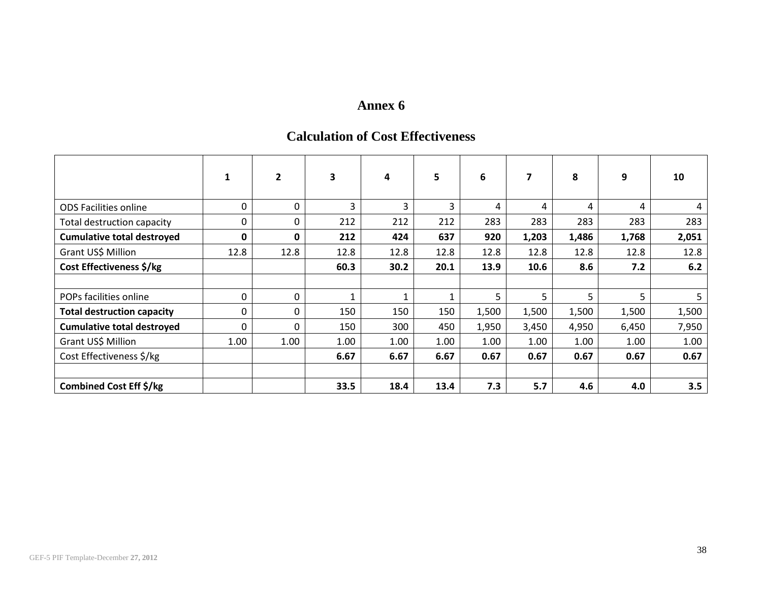# Annex 6

## Calculation of Cost Effectiveness

| | 1 | 2 | 3 | 4 | 5 | 6 | 7 | 8 | 9 | 10 |
|---|---|---|---|---|---|---|---|---|---|---|
| ODS Facilities online | 0 | 0 | 3 | 3 | 3 | 4 | 4 | 4 | 4 | 4 |
| Total destruction capacity | 0 | 0 | 212 | 212 | 212 | 283 | 283 | 283 | 283 | 283 |
| **Cumulative total destroyed** | **0** | **0** | **212** | **424** | **637** | **920** | **1,203** | **1,486** | **1,768** | **2,051** |
| Grant US$ Million | 12.8 | 12.8 | 12.8 | 12.8 | 12.8 | 12.8 | 12.8 | 12.8 | 12.8 | 12.8 |
| **Cost Effectiveness $/kg** | | | **60.3** | **30.2** | **20.1** | **13.9** | **10.6** | **8.6** | **7.2** | **6.2** |
| | | | | | | | | | | |
| POPs facilities online | 0 | 0 | 1 | 1 | 1 | 5 | 5 | 5 | 5 | 5 |
| **Total destruction capacity** | 0 | 0 | 150 | 150 | 150 | 1,500 | 1,500 | 1,500 | 1,500 | 1,500 |
| **Cumulative total destroyed** | 0 | 0 | 150 | 300 | 450 | 1,950 | 3,450 | 4,950 | 6,450 | 7,950 |
| Grant US$ Million | 1.00 | 1.00 | 1.00 | 1.00 | 1.00 | 1.00 | 1.00 | 1.00 | 1.00 | 1.00 |
| Cost Effectiveness $/kg | | | **6.67** | **6.67** | **6.67** | **0.67** | **0.67** | **0.67** | **0.67** | **0.67** |
| | | | | | | | | | | |
| **Combined Cost Eff $/kg** | | | **33.5** | **18.4** | **13.4** | **7.3** | **5.7** | **4.6** | **4.0** | **3.5** |